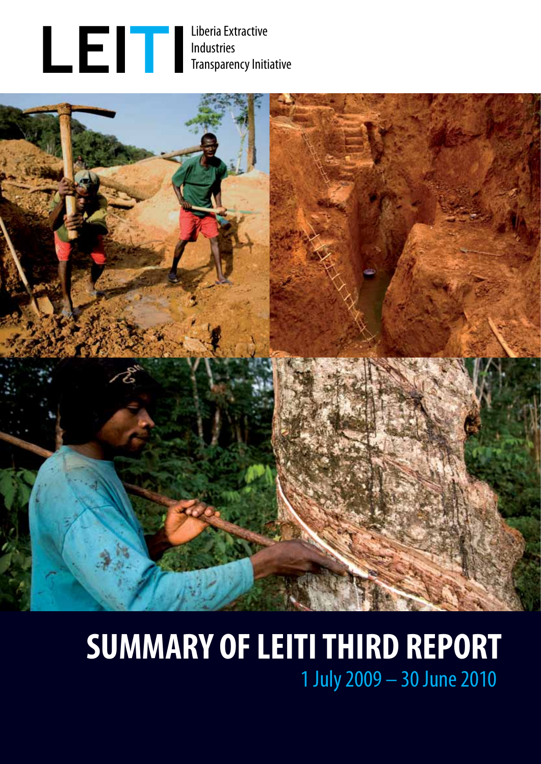LEITI

Liberia Extractive Industries Transparency Initiative

# SUMMARY OF LEITI THIRD REPORT

1 July 2009 – 30 June 2010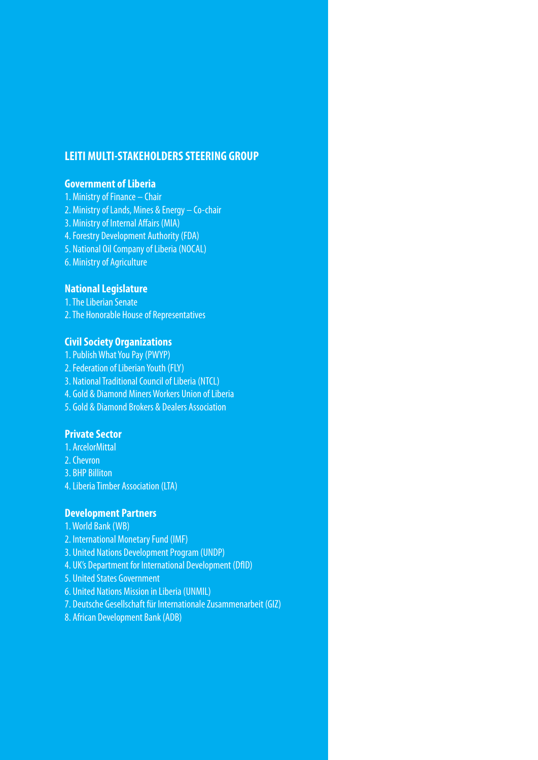## LEITI MULTI-STAKEHOLDERS STEERING GROUP

### Government of Liberia

1. Ministry of Finance – Chair
2. Ministry of Lands, Mines & Energy – Co-chair
3. Ministry of Internal Affairs (MIA)
4. Forestry Development Authority (FDA)
5. National Oil Company of Liberia (NOCAL)
6. Ministry of Agriculture

### National Legislature

1. The Liberian Senate
2. The Honorable House of Representatives

### Civil Society Organizations

1. Publish What You Pay (PWYP)
2. Federation of Liberian Youth (FLY)
3. National Traditional Council of Liberia (NTCL)
4. Gold & Diamond Miners Workers Union of Liberia
5. Gold & Diamond Brokers & Dealers Association

### Private Sector

1. ArcelorMittal
2. Chevron
3. BHP Billiton
4. Liberia Timber Association (LTA)

### Development Partners

1. World Bank (WB)
2. International Monetary Fund (IMF)
3. United Nations Development Program (UNDP)
4. UK's Department for International Development (DfID)
5. United States Government
6. United Nations Mission in Liberia (UNMIL)
7. Deutsche Gesellschaft für Internationale Zusammenarbeit (GIZ)
8. African Development Bank (ADB)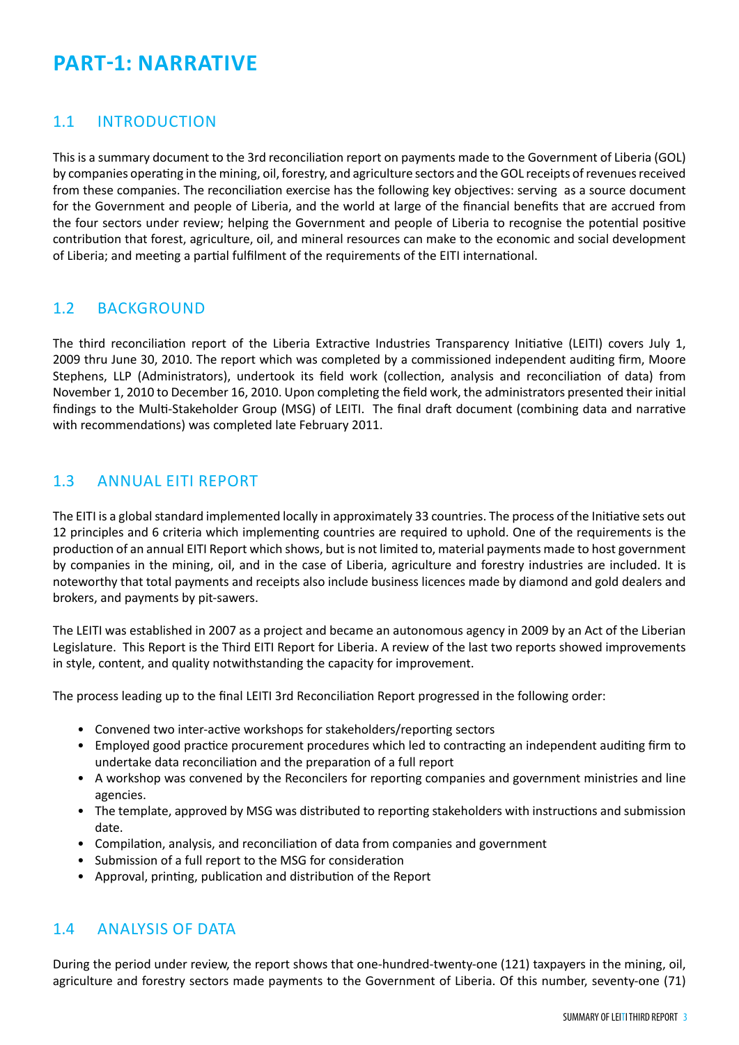# PART-1: NARRATIVE

## 1.1 INTRODUCTION

This is a summary document to the 3rd reconciliation report on payments made to the Government of Liberia (GOL) by companies operating in the mining, oil, forestry, and agriculture sectors and the GOL receipts of revenues received from these companies. The reconciliation exercise has the following key objectives: serving as a source document for the Government and people of Liberia, and the world at large of the financial benefits that are accrued from the four sectors under review; helping the Government and people of Liberia to recognise the potential positive contribution that forest, agriculture, oil, and mineral resources can make to the economic and social development of Liberia; and meeting a partial fulfilment of the requirements of the EITI international.

## 1.2 BACKGROUND

The third reconciliation report of the Liberia Extractive Industries Transparency Initiative (LEITI) covers July 1, 2009 thru June 30, 2010. The report which was completed by a commissioned independent auditing firm, Moore Stephens, LLP (Administrators), undertook its field work (collection, analysis and reconciliation of data) from November 1, 2010 to December 16, 2010. Upon completing the field work, the administrators presented their initial findings to the Multi-Stakeholder Group (MSG) of LEITI. The final draft document (combining data and narrative with recommendations) was completed late February 2011.

## 1.3 ANNUAL EITI REPORT

The EITI is a global standard implemented locally in approximately 33 countries. The process of the Initiative sets out 12 principles and 6 criteria which implementing countries are required to uphold. One of the requirements is the production of an annual EITI Report which shows, but is not limited to, material payments made to host government by companies in the mining, oil, and in the case of Liberia, agriculture and forestry industries are included. It is noteworthy that total payments and receipts also include business licences made by diamond and gold dealers and brokers, and payments by pit-sawers.

The LEITI was established in 2007 as a project and became an autonomous agency in 2009 by an Act of the Liberian Legislature. This Report is the Third EITI Report for Liberia. A review of the last two reports showed improvements in style, content, and quality notwithstanding the capacity for improvement.

The process leading up to the final LEITI 3rd Reconciliation Report progressed in the following order:

- Convened two inter-active workshops for stakeholders/reporting sectors
- Employed good practice procurement procedures which led to contracting an independent auditing firm to undertake data reconciliation and the preparation of a full report
- A workshop was convened by the Reconcilers for reporting companies and government ministries and line agencies.
- The template, approved by MSG was distributed to reporting stakeholders with instructions and submission date.
- Compilation, analysis, and reconciliation of data from companies and government
- Submission of a full report to the MSG for consideration
- Approval, printing, publication and distribution of the Report

## 1.4 ANALYSIS OF DATA

During the period under review, the report shows that one-hundred-twenty-one (121) taxpayers in the mining, oil, agriculture and forestry sectors made payments to the Government of Liberia. Of this number, seventy-one (71)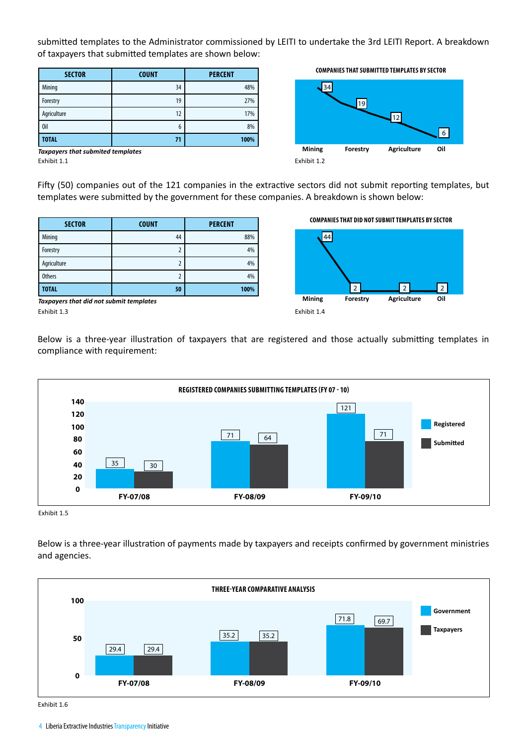submitted templates to the Administrator commissioned by LEITI to undertake the 3rd LEITI Report. A breakdown of taxpayers that submitted templates are shown below:

| SECTOR | COUNT | PERCENT |
|---|---|---|
| Mining | 34 | 48% |
| Forestry | 19 | 27% |
| Agriculture | 12 | 17% |
| Oil | 6 | 8% |
| **TOTAL** | **71** | **100%** |

***Taxpayers that submited templates***

Exhibit 1.1

**COMPANIES THAT SUBMITTED TEMPLATES BY SECTOR**

| Mining | Forestry | Agriculture | Oil |
|---|---|---|---|
| 34 | 19 | 12 | 6 |

Exhibit 1.2

Fifty (50) companies out of the 121 companies in the extractive sectors did not submit reporting templates, but templates were submitted by the government for these companies. A breakdown is shown below:

| SECTOR | COUNT | PERCENT |
|---|---|---|
| Mining | 44 | 88% |
| Forestry | 2 | 4% |
| Agriculture | 2 | 4% |
| Others | 2 | 4% |
| **TOTAL** | **50** | **100%** |

***Taxpayers that did not submit templates***

Exhibit 1.3

**COMPANIES THAT DID NOT SUBMIT TEMPLATES BY SECTOR**

| Mining | Forestry | Agriculture | Oil |
|---|---|---|---|
| 44 | 2 | 2 | 2 |

Exhibit 1.4

Below is a three-year illustration of taxpayers that are registered and those actually submitting templates in compliance with requirement:

**REGISTERED COMPANIES SUBMITTING TEMPLATES (FY 07 - 10)**

| | Registered | Submitted |
|---|---|---|
| FY-07/08 | 35 | 30 |
| FY-08/09 | 71 | 64 |
| FY-09/10 | 121 | 71 |

Exhibit 1.5

Below is a three-year illustration of payments made by taxpayers and receipts confirmed by government ministries and agencies.

**THREE-YEAR COMPARATIVE ANALYSIS**

| | Government | Taxpayers |
|---|---|---|
| FY-07/08 | 29.4 | 29.4 |
| FY-08/09 | 35.2 | 35.2 |
| FY-09/10 | 71.8 | 69.7 |

Exhibit 1.6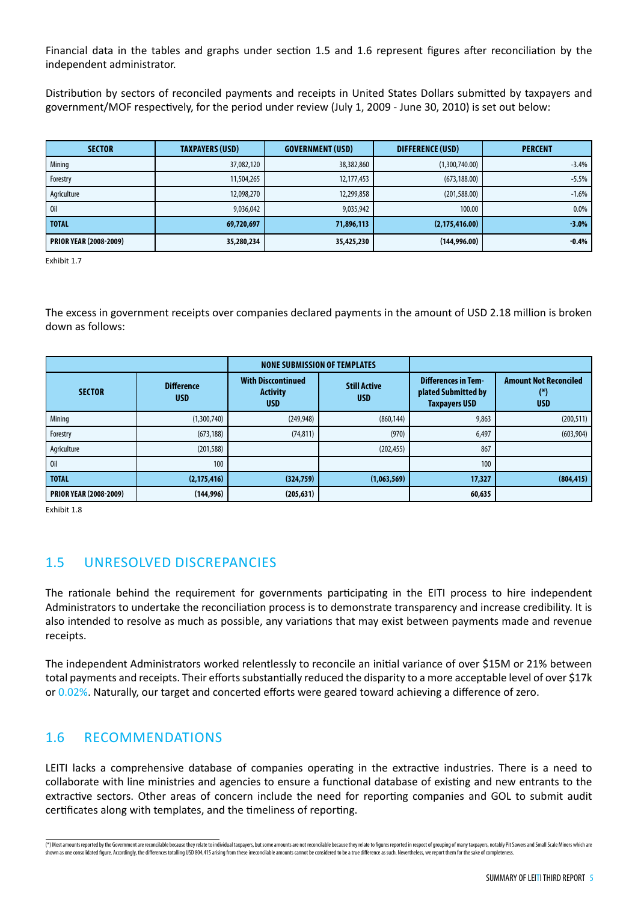Financial data in the tables and graphs under section 1.5 and 1.6 represent figures after reconciliation by the independent administrator.

Distribution by sectors of reconciled payments and receipts in United States Dollars submitted by taxpayers and government/MOF respectively, for the period under review (July 1, 2009 - June 30, 2010) is set out below:

| SECTOR | TAXPAYERS (USD) | GOVERNMENT (USD) | DIFFERENCE (USD) | PERCENT |
|---|---|---|---|---|
| Mining | 37,082,120 | 38,382,860 | (1,300,740.00) | -3.4% |
| Forestry | 11,504,265 | 12,177,453 | (673,188.00) | -5.5% |
| Agriculture | 12,098,270 | 12,299,858 | (201,588.00) | -1.6% |
| Oil | 9,036,042 | 9,035,942 | 100.00 | 0.0% |
| **TOTAL** | **69,720,697** | **71,896,113** | **(2,175,416.00)** | **-3.0%** |
| **PRIOR YEAR (2008-2009)** | **35,280,234** | **35,425,230** | **(144,996.00)** | **-0.4%** |

Exhibit 1.7

The excess in government receipts over companies declared payments in the amount of USD 2.18 million is broken down as follows:

| | | NONE SUBMISSION OF TEMPLATES | | | |
|---|---|---|---|---|---|
| **SECTOR** | **Difference USD** | **With Disccontinued Activity USD** | **Still Active USD** | **Differences in Templated Submitted by Taxpayers USD** | **Amount Not Reconciled (*) USD** |
| Mining | (1,300,740) | (249,948) | (860,144) | 9,863 | (200,511) |
| Forestry | (673,188) | (74,811) | (970) | 6,497 | (603,904) |
| Agriculture | (201,588) | | (202,455) | 867 | |
| Oil | 100 | | | 100 | |
| **TOTAL** | **(2,175,416)** | **(324,759)** | **(1,063,569)** | **17,327** | **(804,415)** |
| **PRIOR YEAR (2008-2009)** | **(144,996)** | **(205,631)** | | **60,635** | |

Exhibit 1.8

## 1.5 UNRESOLVED DISCREPANCIES

The rationale behind the requirement for governments participating in the EITI process to hire independent Administrators to undertake the reconciliation process is to demonstrate transparency and increase credibility. It is also intended to resolve as much as possible, any variations that may exist between payments made and revenue receipts.

The independent Administrators worked relentlessly to reconcile an initial variance of over $15M or 21% between total payments and receipts. Their efforts substantially reduced the disparity to a more acceptable level of over $17k or 0.02%. Naturally, our target and concerted efforts were geared toward achieving a difference of zero.

## 1.6 RECOMMENDATIONS

LEITI lacks a comprehensive database of companies operating in the extractive industries. There is a need to collaborate with line ministries and agencies to ensure a functional database of existing and new entrants to the extractive sectors. Other areas of concern include the need for reporting companies and GOL to submit audit certificates along with templates, and the timeliness of reporting.

(*) Most amounts reported by the Government are reconcilable because they relate to individual taxpayers, but some amounts are not reconcilable because they relate to figures reported in respect of grouping of many taxpayers, notably Pit Sawers and Small Scale Miners which are shown as one consolidated figure. Accordingly, the differences totalling USD 804,415 arising from these irreconcilable amounts cannot be considered to be a true difference as such. Nevertheless, we report them for the sake of completeness.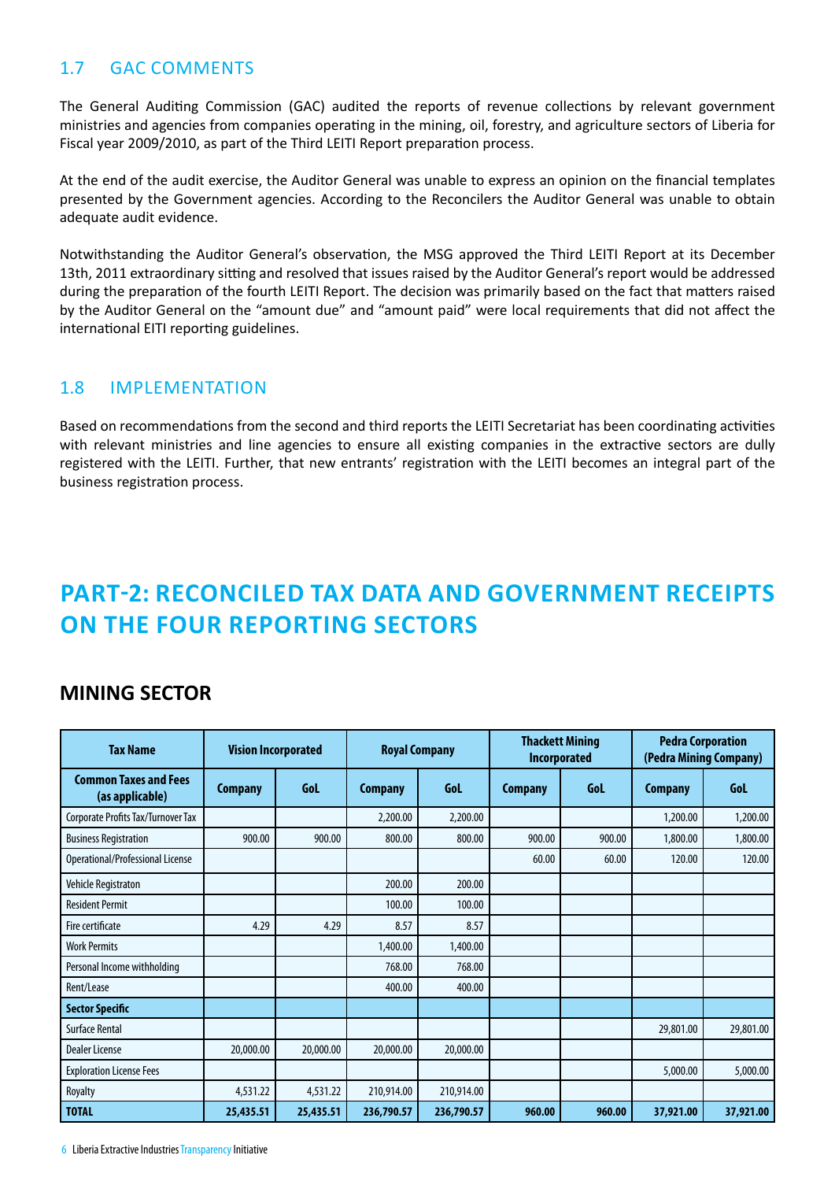## 1.7 GAC COMMENTS

The General Auditing Commission (GAC) audited the reports of revenue collections by relevant government ministries and agencies from companies operating in the mining, oil, forestry, and agriculture sectors of Liberia for Fiscal year 2009/2010, as part of the Third LEITI Report preparation process.

At the end of the audit exercise, the Auditor General was unable to express an opinion on the financial templates presented by the Government agencies. According to the Reconcilers the Auditor General was unable to obtain adequate audit evidence.

Notwithstanding the Auditor General's observation, the MSG approved the Third LEITI Report at its December 13th, 2011 extraordinary sitting and resolved that issues raised by the Auditor General's report would be addressed during the preparation of the fourth LEITI Report. The decision was primarily based on the fact that matters raised by the Auditor General on the "amount due" and "amount paid" were local requirements that did not affect the international EITI reporting guidelines.

## 1.8 IMPLEMENTATION

Based on recommendations from the second and third reports the LEITI Secretariat has been coordinating activities with relevant ministries and line agencies to ensure all existing companies in the extractive sectors are dully registered with the LEITI. Further, that new entrants' registration with the LEITI becomes an integral part of the business registration process.

# PART-2: RECONCILED TAX DATA AND GOVERNMENT RECEIPTS ON THE FOUR REPORTING SECTORS

## MINING SECTOR

| Tax Name | Vision Incorporated | | Royal Company | | Thackett Mining Incorporated | | Pedra Corporation (Pedra Mining Company) | |
|---|---|---|---|---|---|---|---|---|
| **Common Taxes and Fees (as applicable)** | **Company** | **GoL** | **Company** | **GoL** | **Company** | **GoL** | **Company** | **GoL** |
| Corporate Profits Tax/Turnover Tax | | | 2,200.00 | 2,200.00 | | | 1,200.00 | 1,200.00 |
| Business Registration | 900.00 | 900.00 | 800.00 | 800.00 | 900.00 | 900.00 | 1,800.00 | 1,800.00 |
| Operational/Professional License | | | | | 60.00 | 60.00 | 120.00 | 120.00 |
| Vehicle Registraton | | | 200.00 | 200.00 | | | | |
| Resident Permit | | | 100.00 | 100.00 | | | | |
| Fire certificate | 4.29 | 4.29 | 8.57 | 8.57 | | | | |
| Work Permits | | | 1,400.00 | 1,400.00 | | | | |
| Personal Income withholding | | | 768.00 | 768.00 | | | | |
| Rent/Lease | | | 400.00 | 400.00 | | | | |
| **Sector Specific** | | | | | | | | |
| Surface Rental | | | | | | | 29,801.00 | 29,801.00 |
| Dealer License | 20,000.00 | 20,000.00 | 20,000.00 | 20,000.00 | | | | |
| Exploration License Fees | | | | | | | 5,000.00 | 5,000.00 |
| Royalty | 4,531.22 | 4,531.22 | 210,914.00 | 210,914.00 | | | | |
| **TOTAL** | **25,435.51** | **25,435.51** | **236,790.57** | **236,790.57** | **960.00** | **960.00** | **37,921.00** | **37,921.00** |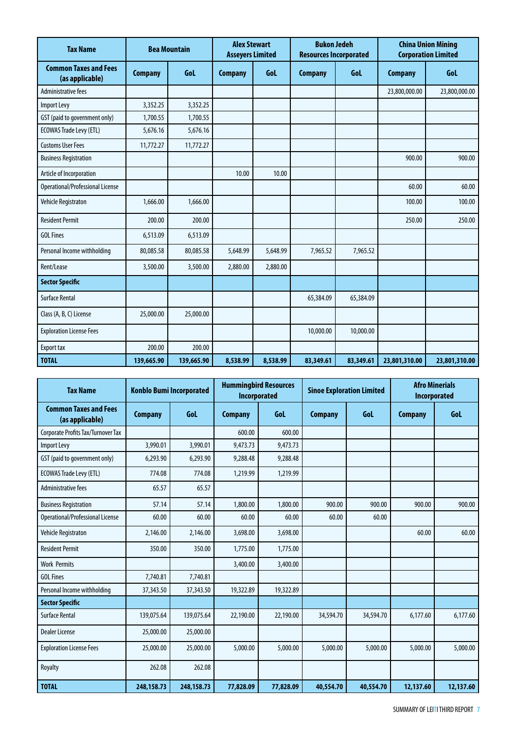| Tax Name | Bea Mountain | | Alex Stewart Asseyers Limited | | Bukon Jedeh Resources Incorporated | | China Union Mining Corporation Limited | |
|---|---|---|---|---|---|---|---|---|
| Common Taxes and Fees (as applicable) | Company | GoL | Company | GoL | Company | GoL | Company | GoL |
| Administrative fees | | | | | | | 23,800,000.00 | 23,800,000.00 |
| Import Levy | 3,352.25 | 3,352.25 | | | | | | |
| GST (paid to government only) | 1,700.55 | 1,700.55 | | | | | | |
| ECOWAS Trade Levy (ETL) | 5,676.16 | 5,676.16 | | | | | | |
| Customs User Fees | 11,772.27 | 11,772.27 | | | | | | |
| Business Registration | | | | | | | 900.00 | 900.00 |
| Article of Incorporation | | | 10.00 | 10.00 | | | | |
| Operational/Professional License | | | | | | | 60.00 | 60.00 |
| Vehicle Registraton | 1,666.00 | 1,666.00 | | | | | 100.00 | 100.00 |
| Resident Permit | 200.00 | 200.00 | | | | | 250.00 | 250.00 |
| GOL Fines | 6,513.09 | 6,513.09 | | | | | | |
| Personal Income withholding | 80,085.58 | 80,085.58 | 5,648.99 | 5,648.99 | 7,965.52 | 7,965.52 | | |
| Rent/Lease | 3,500.00 | 3,500.00 | 2,880.00 | 2,880.00 | | | | |
| **Sector Specific** | | | | | | | | |
| Surface Rental | | | | | 65,384.09 | 65,384.09 | | |
| Class (A, B, C) License | 25,000.00 | 25,000.00 | | | | | | |
| Exploration License Fees | | | | | 10,000.00 | 10,000.00 | | |
| Export tax | 200.00 | 200.00 | | | | | | |
| **TOTAL** | **139,665.90** | **139,665.90** | **8,538.99** | **8,538.99** | **83,349.61** | **83,349.61** | **23,801,310.00** | **23,801,310.00** |

| Tax Name | Konblo Bumi Incorporated | | Hummingbird Resources Incorporated | | Sinoe Exploration Limited | | Afro Minerials Incorporated | |
|---|---|---|---|---|---|---|---|---|
| Common Taxes and Fees (as applicable) | Company | GoL | Company | GoL | Company | GoL | Company | GoL |
| Corporate Profits Tax/Turnover Tax | | | 600.00 | 600.00 | | | | |
| Import Levy | 3,990.01 | 3,990.01 | 9,473.73 | 9,473.73 | | | | |
| GST (paid to government only) | 6,293.90 | 6,293.90 | 9,288.48 | 9,288.48 | | | | |
| ECOWAS Trade Levy (ETL) | 774.08 | 774.08 | 1,219.99 | 1,219.99 | | | | |
| Administrative fees | 65.57 | 65.57 | | | | | | |
| Business Registration | 57.14 | 57.14 | 1,800.00 | 1,800.00 | 900.00 | 900.00 | 900.00 | 900.00 |
| Operational/Professional License | 60.00 | 60.00 | 60.00 | 60.00 | 60.00 | 60.00 | | |
| Vehicle Registraton | 2,146.00 | 2,146.00 | 3,698.00 | 3,698.00 | | | 60.00 | 60.00 |
| Resident Permit | 350.00 | 350.00 | 1,775.00 | 1,775.00 | | | | |
| Work Permits | | | 3,400.00 | 3,400.00 | | | | |
| GOL Fines | 7,740.81 | 7,740.81 | | | | | | |
| Personal Income withholding | 37,343.50 | 37,343.50 | 19,322.89 | 19,322.89 | | | | |
| **Sector Specific** | | | | | | | | |
| Surface Rental | 139,075.64 | 139,075.64 | 22,190.00 | 22,190.00 | 34,594.70 | 34,594.70 | 6,177.60 | 6,177.60 |
| Dealer License | 25,000.00 | 25,000.00 | | | | | | |
| Exploration License Fees | 25,000.00 | 25,000.00 | 5,000.00 | 5,000.00 | 5,000.00 | 5,000.00 | 5,000.00 | 5,000.00 |
| Royalty | 262.08 | 262.08 | | | | | | |
| **TOTAL** | **248,158.73** | **248,158.73** | **77,828.09** | **77,828.09** | **40,554.70** | **40,554.70** | **12,137.60** | **12,137.60** |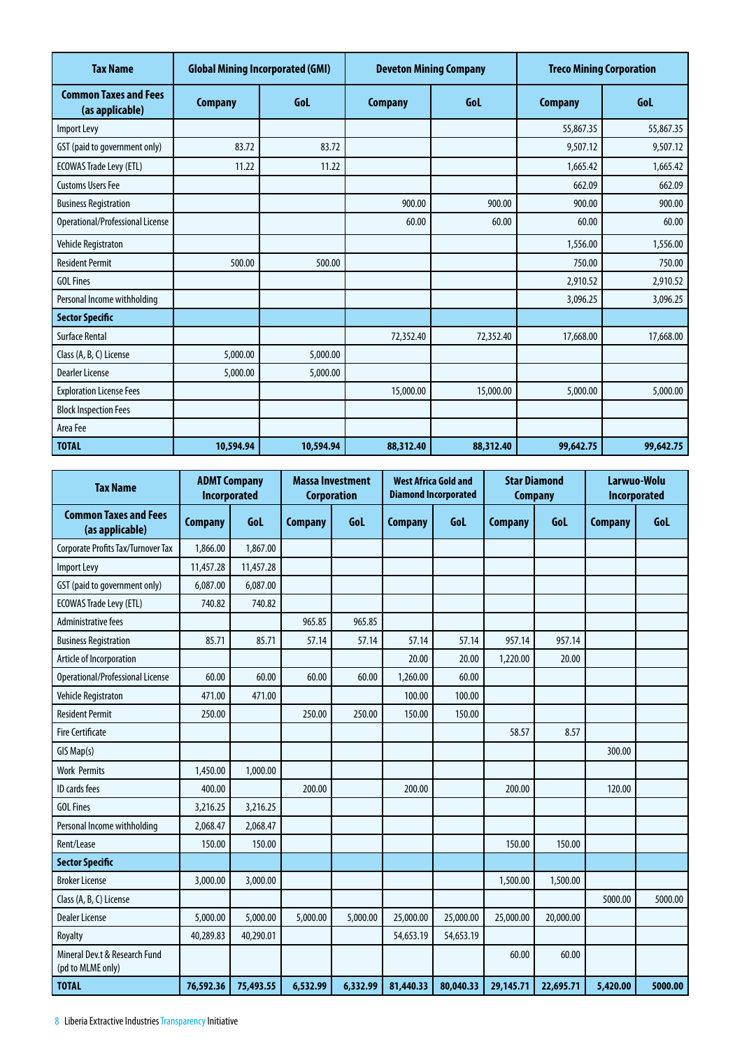| Tax Name | Global Mining Incorporated (GMI) | | Deveton Mining Company | | Treco Mining Corporation | |
|---|---|---|---|---|---|---|
| **Common Taxes and Fees (as applicable)** | **Company** | **GoL** | **Company** | **GoL** | **Company** | **GoL** |
| Import Levy | | | | | 55,867.35 | 55,867.35 |
| GST (paid to government only) | 83.72 | 83.72 | | | 9,507.12 | 9,507.12 |
| ECOWAS Trade Levy (ETL) | 11.22 | 11.22 | | | 1,665.42 | 1,665.42 |
| Customs Users Fee | | | | | 662.09 | 662.09 |
| Business Registration | | | 900.00 | 900.00 | 900.00 | 900.00 |
| Operational/Professional License | | | 60.00 | 60.00 | 60.00 | 60.00 |
| Vehicle Registraton | | | | | 1,556.00 | 1,556.00 |
| Resident Permit | 500.00 | 500.00 | | | 750.00 | 750.00 |
| GOL Fines | | | | | 2,910.52 | 2,910.52 |
| Personal Income withholding | | | | | 3,096.25 | 3,096.25 |
| **Sector Specific** | | | | | | |
| Surface Rental | | | 72,352.40 | 72,352.40 | 17,668.00 | 17,668.00 |
| Class (A, B, C) License | 5,000.00 | 5,000.00 | | | | |
| Dearler License | 5,000.00 | 5,000.00 | | | | |
| Exploration License Fees | | | 15,000.00 | 15,000.00 | 5,000.00 | 5,000.00 |
| Block Inspection Fees | | | | | | |
| Area Fee | | | | | | |
| **TOTAL** | **10,594.94** | **10,594.94** | **88,312.40** | **88,312.40** | **99,642.75** | **99,642.75** |

| Tax Name | ADMT Company Incorporated | | Massa Investment Corporation | | West Africa Gold and Diamond Incorporated | | Star Diamond Company | | Larwuo-Wolu Incorporated | |
|---|---|---|---|---|---|---|---|---|---|---|
| **Common Taxes and Fees (as applicable)** | **Company** | **GoL** | **Company** | **GoL** | **Company** | **GoL** | **Company** | **GoL** | **Company** | **GoL** |
| Corporate Profits Tax/Turnover Tax | 1,866.00 | 1,867.00 | | | | | | | | |
| Import Levy | 11,457.28 | 11,457.28 | | | | | | | | |
| GST (paid to government only) | 6,087.00 | 6,087.00 | | | | | | | | |
| ECOWAS Trade Levy (ETL) | 740.82 | 740.82 | | | | | | | | |
| Administrative fees | | | 965.85 | 965.85 | | | | | | |
| Business Registration | 85.71 | 85.71 | 57.14 | 57.14 | 57.14 | 57.14 | 957.14 | 957.14 | | |
| Article of Incorporation | | | | | 20.00 | 20.00 | 1,220.00 | 20.00 | | |
| Operational/Professional License | 60.00 | 60.00 | 60.00 | 60.00 | 1,260.00 | 60.00 | | | | |
| Vehicle Registraton | 471.00 | 471.00 | | | 100.00 | 100.00 | | | | |
| Resident Permit | 250.00 | | 250.00 | 250.00 | 150.00 | 150.00 | | | | |
| Fire Certificate | | | | | | | 58.57 | 8.57 | | |
| GIS Map(s) | | | | | | | | | 300.00 | |
| Work Permits | 1,450.00 | 1,000.00 | | | | | | | | |
| ID cards fees | 400.00 | | 200.00 | | 200.00 | | 200.00 | | 120.00 | |
| GOL Fines | 3,216.25 | 3,216.25 | | | | | | | | |
| Personal Income withholding | 2,068.47 | 2,068.47 | | | | | | | | |
| Rent/Lease | 150.00 | 150.00 | | | | | 150.00 | 150.00 | | |
| **Sector Specific** | | | | | | | | | | |
| Broker License | 3,000.00 | 3,000.00 | | | | | 1,500.00 | 1,500.00 | | |
| Class (A, B, C) License | | | | | | | | | 5000.00 | 5000.00 |
| Dealer License | 5,000.00 | 5,000.00 | 5,000.00 | 5,000.00 | 25,000.00 | 25,000.00 | 25,000.00 | 20,000.00 | | |
| Royalty | 40,289.83 | 40,290.01 | | | 54,653.19 | 54,653.19 | | | | |
| Mineral Dev.t & Research Fund (pd to MLME only) | | | | | | | 60.00 | 60.00 | | |
| **TOTAL** | **76,592.36** | **75,493.55** | **6,532.99** | **6,332.99** | **81,440.33** | **80,040.33** | **29,145.71** | **22,695.71** | **5,420.00** | **5000.00** |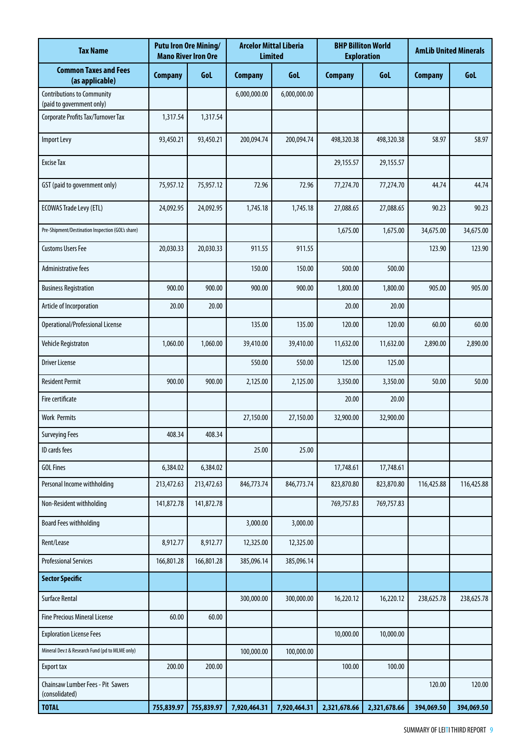| Tax Name | Putu Iron Ore Mining/ Mano River Iron Ore | | Arcelor Mittal Liberia Limited | | BHP Billiton World Exploration | | AmLib United Minerals | |
|---|---|---|---|---|---|---|---|---|
| **Common Taxes and Fees (as applicable)** | **Company** | **GoL** | **Company** | **GoL** | **Company** | **GoL** | **Company** | **GoL** |
| Contributions to Community (paid to government only) | | | 6,000,000.00 | 6,000,000.00 | | | | |
| Corporate Profits Tax/Turnover Tax | 1,317.54 | 1,317.54 | | | | | | |
| Import Levy | 93,450.21 | 93,450.21 | 200,094.74 | 200,094.74 | 498,320.38 | 498,320.38 | 58.97 | 58.97 |
| Excise Tax | | | | | 29,155.57 | 29,155.57 | | |
| GST (paid to government only) | 75,957.12 | 75,957.12 | 72.96 | 72.96 | 77,274.70 | 77,274.70 | 44.74 | 44.74 |
| ECOWAS Trade Levy (ETL) | 24,092.95 | 24,092.95 | 1,745.18 | 1,745.18 | 27,088.65 | 27,088.65 | 90.23 | 90.23 |
| Pre-Shipment/Destination Inspection (GOL's share) | | | | | 1,675.00 | 1,675.00 | 34,675.00 | 34,675.00 |
| Customs Users Fee | 20,030.33 | 20,030.33 | 911.55 | 911.55 | | | 123.90 | 123.90 |
| Administrative fees | | | 150.00 | 150.00 | 500.00 | 500.00 | | |
| Business Registration | 900.00 | 900.00 | 900.00 | 900.00 | 1,800.00 | 1,800.00 | 905.00 | 905.00 |
| Article of Incorporation | 20.00 | 20.00 | | | 20.00 | 20.00 | | |
| Operational/Professional License | | | 135.00 | 135.00 | 120.00 | 120.00 | 60.00 | 60.00 |
| Vehicle Registraton | 1,060.00 | 1,060.00 | 39,410.00 | 39,410.00 | 11,632.00 | 11,632.00 | 2,890.00 | 2,890.00 |
| Driver License | | | 550.00 | 550.00 | 125.00 | 125.00 | | |
| Resident Permit | 900.00 | 900.00 | 2,125.00 | 2,125.00 | 3,350.00 | 3,350.00 | 50.00 | 50.00 |
| Fire certificate | | | | | 20.00 | 20.00 | | |
| Work Permits | | | 27,150.00 | 27,150.00 | 32,900.00 | 32,900.00 | | |
| Surveying Fees | 408.34 | 408.34 | | | | | | |
| ID cards fees | | | 25.00 | 25.00 | | | | |
| GOL Fines | 6,384.02 | 6,384.02 | | | 17,748.61 | 17,748.61 | | |
| Personal Income withholding | 213,472.63 | 213,472.63 | 846,773.74 | 846,773.74 | 823,870.80 | 823,870.80 | 116,425.88 | 116,425.88 |
| Non-Resident withholding | 141,872.78 | 141,872.78 | | | 769,757.83 | 769,757.83 | | |
| Board Fees withholding | | | 3,000.00 | 3,000.00 | | | | |
| Rent/Lease | 8,912.77 | 8,912.77 | 12,325.00 | 12,325.00 | | | | |
| Professional Services | 166,801.28 | 166,801.28 | 385,096.14 | 385,096.14 | | | | |
| **Sector Specific** | | | | | | | | |
| Surface Rental | | | 300,000.00 | 300,000.00 | 16,220.12 | 16,220.12 | 238,625.78 | 238,625.78 |
| Fine Precious Mineral License | 60.00 | 60.00 | | | | | | |
| Exploration License Fees | | | | | 10,000.00 | 10,000.00 | | |
| Mineral Dev.t & Research Fund (pd to MLME only) | | | 100,000.00 | 100,000.00 | | | | |
| Export tax | 200.00 | 200.00 | | | 100.00 | 100.00 | | |
| Chainsaw Lumber Fees - Pit Sawers (consolidated) | | | | | | | 120.00 | 120.00 |
| **TOTAL** | **755,839.97** | **755,839.97** | **7,920,464.31** | **7,920,464.31** | **2,321,678.66** | **2,321,678.66** | **394,069.50** | **394,069.50** |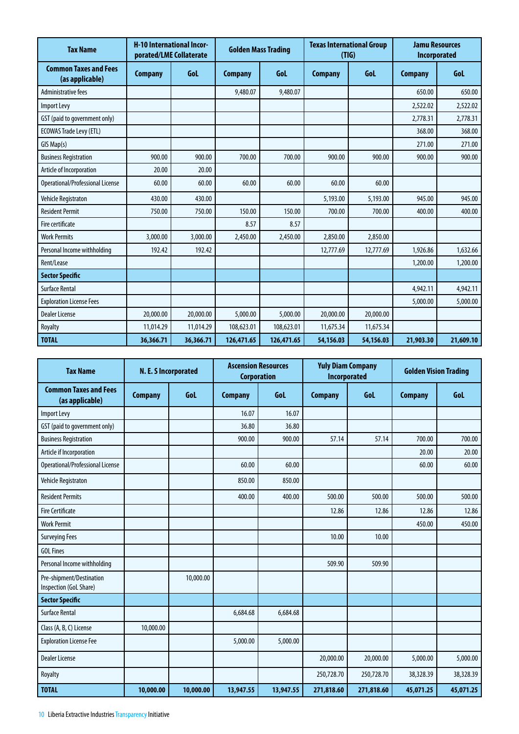| Tax Name | H-10 International Incorporated/LME Collaterate | | Golden Mass Trading | | Texas International Group (TIG) | | Jamu Resources Incorporated | |
|---|---|---|---|---|---|---|---|---|
| **Common Taxes and Fees (as applicable)** | **Company** | **GoL** | **Company** | **GoL** | **Company** | **GoL** | **Company** | **GoL** |
| Administrative fees | | | 9,480.07 | 9,480.07 | | | 650.00 | 650.00 |
| Import Levy | | | | | | | 2,522.02 | 2,522.02 |
| GST (paid to government only) | | | | | | | 2,778.31 | 2,778.31 |
| ECOWAS Trade Levy (ETL) | | | | | | | 368.00 | 368.00 |
| GIS Map(s) | | | | | | | 271.00 | 271.00 |
| Business Registration | 900.00 | 900.00 | 700.00 | 700.00 | 900.00 | 900.00 | 900.00 | 900.00 |
| Article of Incorporation | 20.00 | 20.00 | | | | | | |
| Operational/Professional License | 60.00 | 60.00 | 60.00 | 60.00 | 60.00 | 60.00 | | |
| Vehicle Registraton | 430.00 | 430.00 | | | 5,193.00 | 5,193.00 | 945.00 | 945.00 |
| Resident Permit | 750.00 | 750.00 | 150.00 | 150.00 | 700.00 | 700.00 | 400.00 | 400.00 |
| Fire certificate | | | 8.57 | 8.57 | | | | |
| Work Permits | 3,000.00 | 3,000.00 | 2,450.00 | 2,450.00 | 2,850.00 | 2,850.00 | | |
| Personal Income withholding | 192.42 | 192.42 | | | 12,777.69 | 12,777.69 | 1,926.86 | 1,632.66 |
| Rent/Lease | | | | | | | 1,200.00 | 1,200.00 |
| **Sector Specific** | | | | | | | | |
| Surface Rental | | | | | | | 4,942.11 | 4,942.11 |
| Exploration License Fees | | | | | | | 5,000.00 | 5,000.00 |
| Dealer License | 20,000.00 | 20,000.00 | 5,000.00 | 5,000.00 | 20,000.00 | 20,000.00 | | |
| Royalty | 11,014.29 | 11,014.29 | 108,623.01 | 108,623.01 | 11,675.34 | 11,675.34 | | |
| **TOTAL** | **36,366.71** | **36,366.71** | **126,471.65** | **126,471.65** | **54,156.03** | **54,156.03** | **21,903.30** | **21,609.10** |

| Tax Name | N. E. S Incorporated | | Ascension Resources Corporation | | Yuly Diam Company Incorporated | | Golden Vision Trading | |
|---|---|---|---|---|---|---|---|---|
| **Common Taxes and Fees (as applicable)** | **Company** | **GoL** | **Company** | **GoL** | **Company** | **GoL** | **Company** | **GoL** |
| Import Levy | | | 16.07 | 16.07 | | | | |
| GST (paid to government only) | | | 36.80 | 36.80 | | | | |
| Business Registration | | | 900.00 | 900.00 | 57.14 | 57.14 | 700.00 | 700.00 |
| Article if Incorporation | | | | | | | 20.00 | 20.00 |
| Operational/Professional License | | | 60.00 | 60.00 | | | 60.00 | 60.00 |
| Vehicle Registraton | | | 850.00 | 850.00 | | | | |
| Resident Permits | | | 400.00 | 400.00 | 500.00 | 500.00 | 500.00 | 500.00 |
| Fire Certificate | | | | | 12.86 | 12.86 | 12.86 | 12.86 |
| Work Permit | | | | | | | 450.00 | 450.00 |
| Surveying Fees | | | | | 10.00 | 10.00 | | |
| GOL Fines | | | | | | | | |
| Personal Income withholding | | | | | 509.90 | 509.90 | | |
| Pre-shipment/Destination Inspection (GoL Share) | | 10,000.00 | | | | | | |
| **Sector Specific** | | | | | | | | |
| Surface Rental | | | 6,684.68 | 6,684.68 | | | | |
| Class (A, B, C) License | 10,000.00 | | | | | | | |
| Exploration License Fee | | | 5,000.00 | 5,000.00 | | | | |
| Dealer License | | | | | 20,000.00 | 20,000.00 | 5,000.00 | 5,000.00 |
| Royalty | | | | | 250,728.70 | 250,728.70 | 38,328.39 | 38,328.39 |
| **TOTAL** | **10,000.00** | **10,000.00** | **13,947.55** | **13,947.55** | **271,818.60** | **271,818.60** | **45,071.25** | **45,071.25** |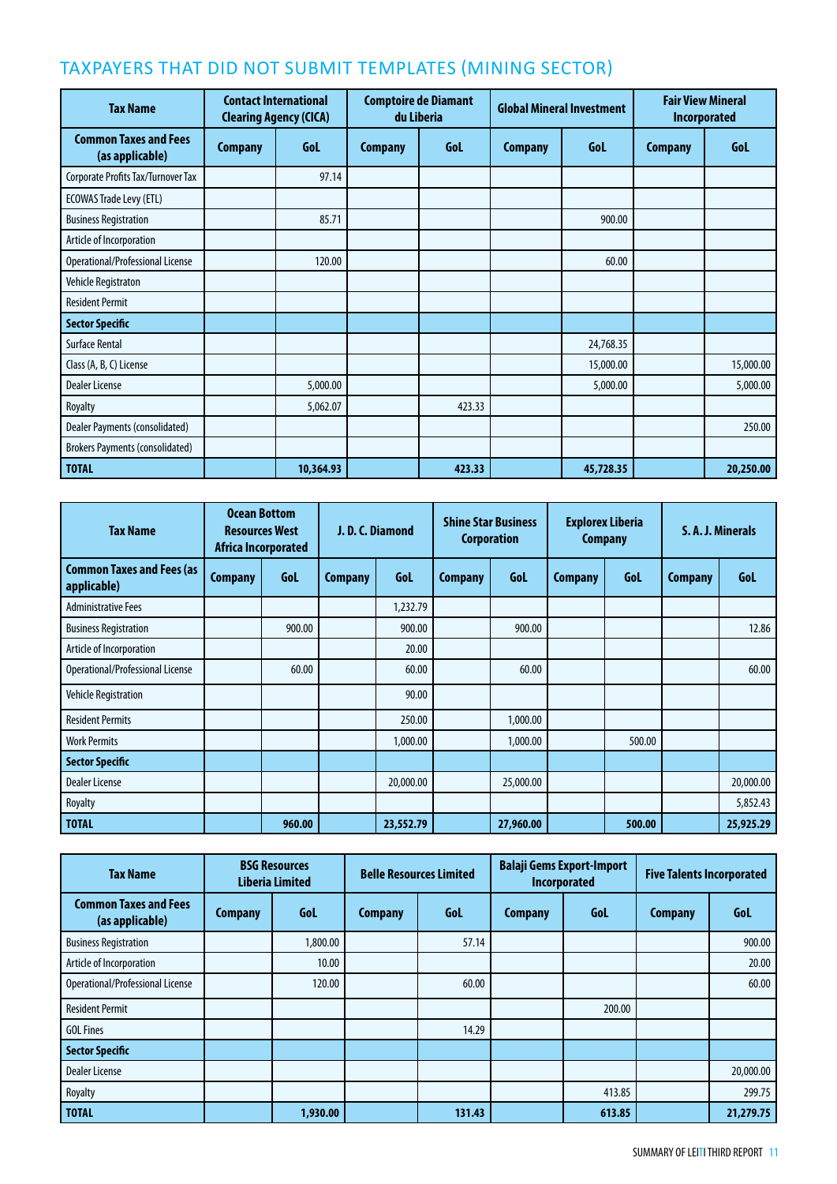## TAXPAYERS THAT DID NOT SUBMIT TEMPLATES (MINING SECTOR)

| Tax Name | Contact International Clearing Agency (CICA) | | Comptoire de Diamant du Liberia | | Global Mineral Investment | | Fair View Mineral Incorporated | |
|---|---|---|---|---|---|---|---|---|
| **Common Taxes and Fees (as applicable)** | **Company** | **GoL** | **Company** | **GoL** | **Company** | **GoL** | **Company** | **GoL** |
| Corporate Profits Tax/Turnover Tax | | 97.14 | | | | | | |
| ECOWAS Trade Levy (ETL) | | | | | | | | |
| Business Registration | | 85.71 | | | | 900.00 | | |
| Article of Incorporation | | | | | | | | |
| Operational/Professional License | | 120.00 | | | | 60.00 | | |
| Vehicle Registraton | | | | | | | | |
| Resident Permit | | | | | | | | |
| **Sector Specific** | | | | | | | | |
| Surface Rental | | | | | | 24,768.35 | | |
| Class (A, B, C) License | | | | | | 15,000.00 | | 15,000.00 |
| Dealer License | | 5,000.00 | | | | 5,000.00 | | 5,000.00 |
| Royalty | | 5,062.07 | | 423.33 | | | | |
| Dealer Payments (consolidated) | | | | | | | | 250.00 |
| Brokers Payments (consolidated) | | | | | | | | |
| **TOTAL** | | **10,364.93** | | **423.33** | | **45,728.35** | | **20,250.00** |

| Tax Name | Ocean Bottom Resources West Africa Incorporated | | J. D. C. Diamond | | Shine Star Business Corporation | | Explorex Liberia Company | | S. A. J. Minerals | |
|---|---|---|---|---|---|---|---|---|---|---|
| **Common Taxes and Fees (as applicable)** | **Company** | **GoL** | **Company** | **GoL** | **Company** | **GoL** | **Company** | **GoL** | **Company** | **GoL** |
| Administrative Fees | | | | 1,232.79 | | | | | | |
| Business Registration | | 900.00 | | 900.00 | | 900.00 | | | | 12.86 |
| Article of Incorporation | | | | 20.00 | | | | | | |
| Operational/Professional License | | 60.00 | | 60.00 | | 60.00 | | | | 60.00 |
| Vehicle Registration | | | | 90.00 | | | | | | |
| Resident Permits | | | | 250.00 | | 1,000.00 | | | | |
| Work Permits | | | | 1,000.00 | | 1,000.00 | | 500.00 | | |
| **Sector Specific** | | | | | | | | | | |
| Dealer License | | | | 20,000.00 | | 25,000.00 | | | | 20,000.00 |
| Royalty | | | | | | | | | | 5,852.43 |
| **TOTAL** | | **960.00** | | **23,552.79** | | **27,960.00** | | **500.00** | | **25,925.29** |

| Tax Name | BSG Resources Liberia Limited | | Belle Resources Limited | | Balaji Gems Export-Import Incorporated | | Five Talents Incorporated | |
|---|---|---|---|---|---|---|---|---|
| **Common Taxes and Fees (as applicable)** | **Company** | **GoL** | **Company** | **GoL** | **Company** | **GoL** | **Company** | **GoL** |
| Business Registration | | 1,800.00 | | 57.14 | | | | 900.00 |
| Article of Incorporation | | 10.00 | | | | | | 20.00 |
| Operational/Professional License | | 120.00 | | 60.00 | | | | 60.00 |
| Resident Permit | | | | | | 200.00 | | |
| GOL Fines | | | | 14.29 | | | | |
| **Sector Specific** | | | | | | | | |
| Dealer License | | | | | | | | 20,000.00 |
| Royalty | | | | | | 413.85 | | 299.75 |
| **TOTAL** | | **1,930.00** | | **131.43** | | **613.85** | | **21,279.75** |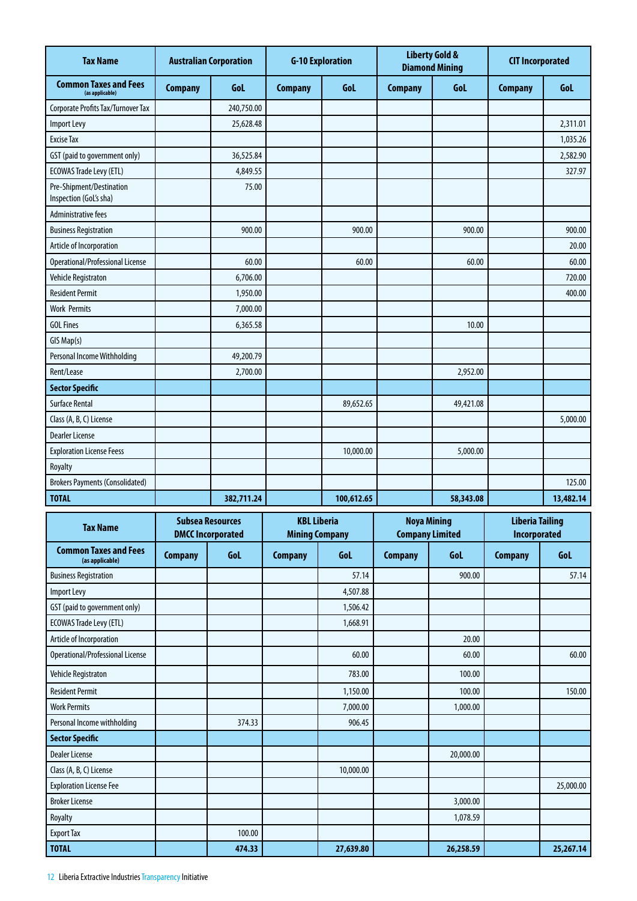| Tax Name | Australian Corporation | | G-10 Exploration | | Liberty Gold & Diamond Mining | | CIT Incorporated | |
|---|---|---|---|---|---|---|---|---|
| Common Taxes and Fees (as applicable) | Company | GoL | Company | GoL | Company | GoL | Company | GoL |
| Corporate Profits Tax/Turnover Tax | | 240,750.00 | | | | | | |
| Import Levy | | 25,628.48 | | | | | | 2,311.01 |
| Excise Tax | | | | | | | | 1,035.26 |
| GST (paid to government only) | | 36,525.84 | | | | | | 2,582.90 |
| ECOWAS Trade Levy (ETL) | | 4,849.55 | | | | | | 327.97 |
| Pre-Shipment/Destination Inspection (GoL's sha) | | 75.00 | | | | | | |
| Administrative fees | | | | | | | | |
| Business Registration | | 900.00 | | 900.00 | | 900.00 | | 900.00 |
| Article of Incorporation | | | | | | | | 20.00 |
| Operational/Professional License | | 60.00 | | 60.00 | | 60.00 | | 60.00 |
| Vehicle Registraton | | 6,706.00 | | | | | | 720.00 |
| Resident Permit | | 1,950.00 | | | | | | 400.00 |
| Work Permits | | 7,000.00 | | | | | | |
| GOL Fines | | 6,365.58 | | | | 10.00 | | |
| GIS Map(s) | | | | | | | | |
| Personal Income Withholding | | 49,200.79 | | | | | | |
| Rent/Lease | | 2,700.00 | | | | 2,952.00 | | |
| **Sector Specific** | | | | | | | | |
| Surface Rental | | | | 89,652.65 | | 49,421.08 | | |
| Class (A, B, C) License | | | | | | | | 5,000.00 |
| Dearler License | | | | | | | | |
| Exploration License Feess | | | | 10,000.00 | | 5,000.00 | | |
| Royalty | | | | | | | | |
| Brokers Payments (Consolidated) | | | | | | | | 125.00 |
| **TOTAL** | | **382,711.24** | | **100,612.65** | | **58,343.08** | | **13,482.14** |

| Tax Name | Subsea Resources DMCC Incorporated | | KBL Liberia Mining Company | | Noya Mining Company Limited | | Liberia Tailing Incorporated | |
|---|---|---|---|---|---|---|---|---|
| Common Taxes and Fees (as applicable) | Company | GoL | Company | GoL | Company | GoL | Company | GoL |
| Business Registration | | | | 57.14 | | 900.00 | | 57.14 |
| Import Levy | | | | 4,507.88 | | | | |
| GST (paid to government only) | | | | 1,506.42 | | | | |
| ECOWAS Trade Levy (ETL) | | | | 1,668.91 | | | | |
| Article of Incorporation | | | | | | 20.00 | | |
| Operational/Professional License | | | | 60.00 | | 60.00 | | 60.00 |
| Vehicle Registraton | | | | 783.00 | | 100.00 | | |
| Resident Permit | | | | 1,150.00 | | 100.00 | | 150.00 |
| Work Permits | | | | 7,000.00 | | 1,000.00 | | |
| Personal Income withholding | | 374.33 | | 906.45 | | | | |
| **Sector Specific** | | | | | | | | |
| Dealer License | | | | | | 20,000.00 | | |
| Class (A, B, C) License | | | | 10,000.00 | | | | |
| Exploration License Fee | | | | | | | | 25,000.00 |
| Broker License | | | | | | 3,000.00 | | |
| Royalty | | | | | | 1,078.59 | | |
| Export Tax | | 100.00 | | | | | | |
| **TOTAL** | | **474.33** | | **27,639.80** | | **26,258.59** | | **25,267.14** |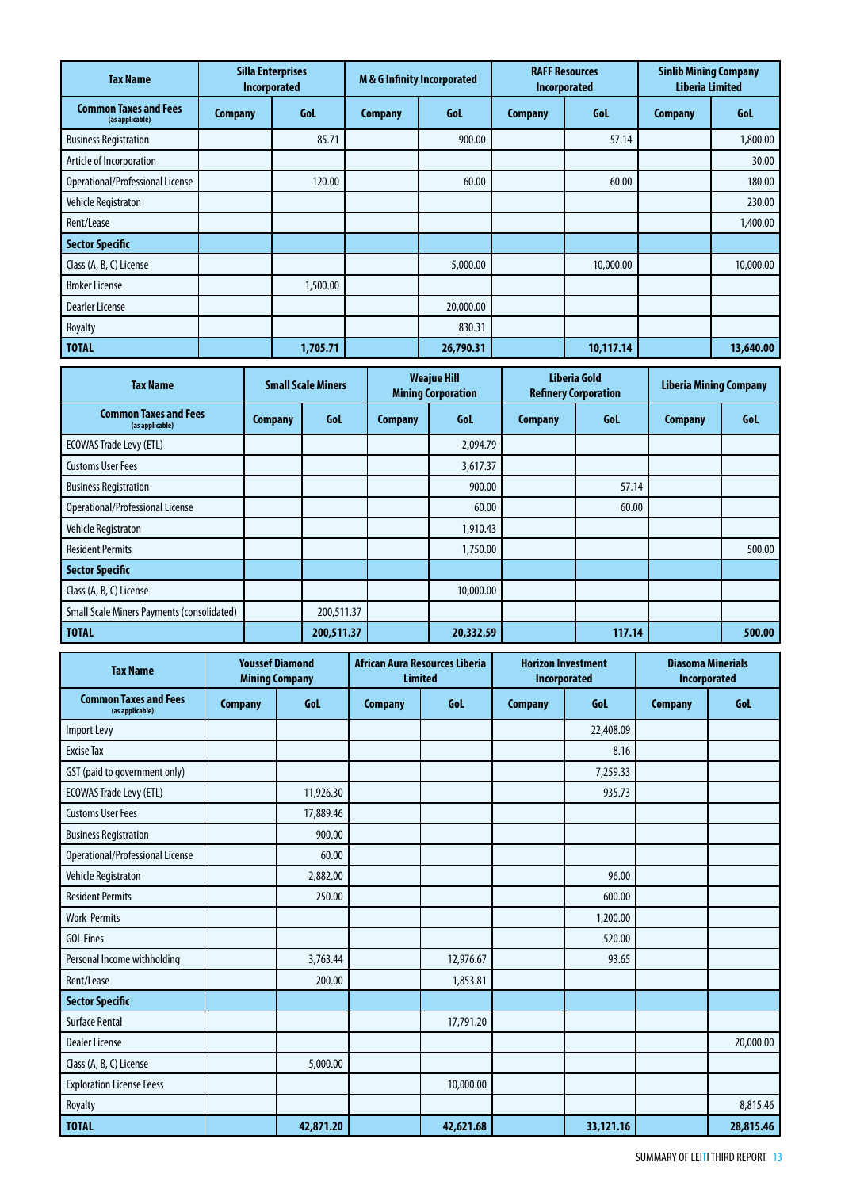| Tax Name | Silla Enterprises Incorporated | | M & G Infinity Incorporated | | RAFF Resources Incorporated | | Sinlib Mining Company Liberia Limited | |
|---|---|---|---|---|---|---|---|---|
| **Common Taxes and Fees** (as applicable) | Company | GoL | Company | GoL | Company | GoL | Company | GoL |
| Business Registration | | 85.71 | | 900.00 | | 57.14 | | 1,800.00 |
| Article of Incorporation | | | | | | | | 30.00 |
| Operational/Professional License | | 120.00 | | 60.00 | | 60.00 | | 180.00 |
| Vehicle Registraton | | | | | | | | 230.00 |
| Rent/Lease | | | | | | | | 1,400.00 |
| **Sector Specific** | | | | | | | | |
| Class (A, B, C) License | | | | 5,000.00 | | 10,000.00 | | 10,000.00 |
| Broker License | | 1,500.00 | | | | | | |
| Dearler License | | | | 20,000.00 | | | | |
| Royalty | | | | 830.31 | | | | |
| **TOTAL** | | **1,705.71** | | **26,790.31** | | **10,117.14** | | **13,640.00** |

| Tax Name | Small Scale Miners | | Weajue Hill Mining Corporation | | Liberia Gold Refinery Corporation | | Liberia Mining Company | |
|---|---|---|---|---|---|---|---|---|
| **Common Taxes and Fees** (as applicable) | Company | GoL | Company | GoL | Company | GoL | Company | GoL |
| ECOWAS Trade Levy (ETL) | | | | 2,094.79 | | | | |
| Customs User Fees | | | | 3,617.37 | | | | |
| Business Registration | | | | 900.00 | | 57.14 | | |
| Operational/Professional License | | | | 60.00 | | 60.00 | | |
| Vehicle Registraton | | | | 1,910.43 | | | | |
| Resident Permits | | | | 1,750.00 | | | | 500.00 |
| **Sector Specific** | | | | | | | | |
| Class (A, B, C) License | | | | 10,000.00 | | | | |
| Small Scale Miners Payments (consolidated) | | 200,511.37 | | | | | | |
| **TOTAL** | | **200,511.37** | | **20,332.59** | | **117.14** | | **500.00** |

| Tax Name | Youssef Diamond Mining Company | | African Aura Resources Liberia Limited | | Horizon Investment Incorporated | | Diasoma Minerials Incorporated | |
|---|---|---|---|---|---|---|---|---|
| **Common Taxes and Fees** (as applicable) | Company | GoL | Company | GoL | Company | GoL | Company | GoL |
| Import Levy | | | | | | 22,408.09 | | |
| Excise Tax | | | | | | 8.16 | | |
| GST (paid to government only) | | | | | | 7,259.33 | | |
| ECOWAS Trade Levy (ETL) | | 11,926.30 | | | | 935.73 | | |
| Customs User Fees | | 17,889.46 | | | | | | |
| Business Registration | | 900.00 | | | | | | |
| Operational/Professional License | | 60.00 | | | | | | |
| Vehicle Registraton | | 2,882.00 | | | | 96.00 | | |
| Resident Permits | | 250.00 | | | | 600.00 | | |
| Work Permits | | | | | | 1,200.00 | | |
| GOL Fines | | | | | | 520.00 | | |
| Personal Income withholding | | 3,763.44 | | 12,976.67 | | 93.65 | | |
| Rent/Lease | | 200.00 | | 1,853.81 | | | | |
| **Sector Specific** | | | | | | | | |
| Surface Rental | | | | 17,791.20 | | | | |
| Dealer License | | | | | | | | 20,000.00 |
| Class (A, B, C) License | | 5,000.00 | | | | | | |
| Exploration License Feess | | | | 10,000.00 | | | | |
| Royalty | | | | | | | | 8,815.46 |
| **TOTAL** | | **42,871.20** | | **42,621.68** | | **33,121.16** | | **28,815.46** |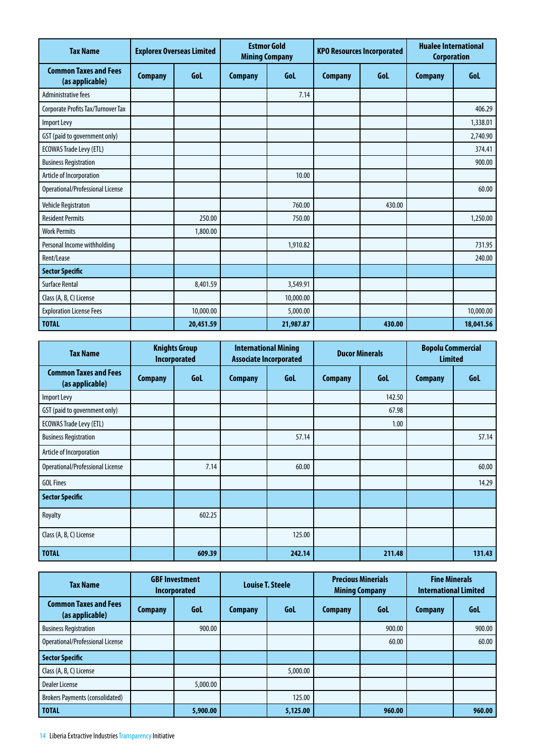| Tax Name | Explorex Overseas Limited | | Estmor Gold Mining Company | | KPO Resources Incorporated | | Hualee International Corporation | |
|---|---|---|---|---|---|---|---|---|
| Common Taxes and Fees (as applicable) | Company | GoL | Company | GoL | Company | GoL | Company | GoL |
| Administrative fees | | | | 7.14 | | | | |
| Corporate Profits Tax/Turnover Tax | | | | | | | | 406.29 |
| Import Levy | | | | | | | | 1,338.01 |
| GST (paid to government only) | | | | | | | | 2,740.90 |
| ECOWAS Trade Levy (ETL) | | | | | | | | 374.41 |
| Business Registration | | | | | | | | 900.00 |
| Article of Incorporation | | | | 10.00 | | | | |
| Operational/Professional License | | | | | | | | 60.00 |
| Vehicle Registraton | | | | 760.00 | | 430.00 | | |
| Resident Permits | | 250.00 | | 750.00 | | | | 1,250.00 |
| Work Permits | | 1,800.00 | | | | | | |
| Personal Income withholding | | | | 1,910.82 | | | | 731.95 |
| Rent/Lease | | | | | | | | 240.00 |
| **Sector Specific** | | | | | | | | |
| Surface Rental | | 8,401.59 | | 3,549.91 | | | | |
| Class (A, B, C) License | | | | 10,000.00 | | | | |
| Exploration License Fees | | 10,000.00 | | 5,000.00 | | | | 10,000.00 |
| **TOTAL** | | **20,451.59** | | **21,987.87** | | **430.00** | | **18,041.56** |

| Tax Name | Knights Group Incorporated | | International Mining Associate Incorporated | | Ducor Minerals | | Bopolu Commercial Limited | |
|---|---|---|---|---|---|---|---|---|
| Common Taxes and Fees (as applicable) | Company | GoL | Company | GoL | Company | GoL | Company | GoL |
| Import Levy | | | | | | 142.50 | | |
| GST (paid to government only) | | | | | | 67.98 | | |
| ECOWAS Trade Levy (ETL) | | | | | | 1.00 | | |
| Business Registration | | | | 57.14 | | | | 57.14 |
| Article of Incorporation | | | | | | | | |
| Operational/Professional License | | 7.14 | | 60.00 | | | | 60.00 |
| GOL Fines | | | | | | | | 14.29 |
| **Sector Specific** | | | | | | | | |
| Royalty | | 602.25 | | | | | | |
| Class (A, B, C) License | | | | 125.00 | | | | |
| **TOTAL** | | **609.39** | | **242.14** | | **211.48** | | **131.43** |

| Tax Name | GBF Investment Incorporated | | Louise T. Steele | | Precious Minerals Mining Company | | Fine Minerals International Limited | |
|---|---|---|---|---|---|---|---|---|
| Common Taxes and Fees (as applicable) | Company | GoL | Company | GoL | Company | GoL | Company | GoL |
| Business Registration | | 900.00 | | | | 900.00 | | 900.00 |
| Operational/Professional License | | | | | | 60.00 | | 60.00 |
| **Sector Specific** | | | | | | | | |
| Class (A, B, C) License | | | | 5,000.00 | | | | |
| Dealer License | | 5,000.00 | | | | | | |
| Brokers Payments (consolidated) | | | | 125.00 | | | | |
| **TOTAL** | | **5,900.00** | | **5,125.00** | | **960.00** | | **960.00** |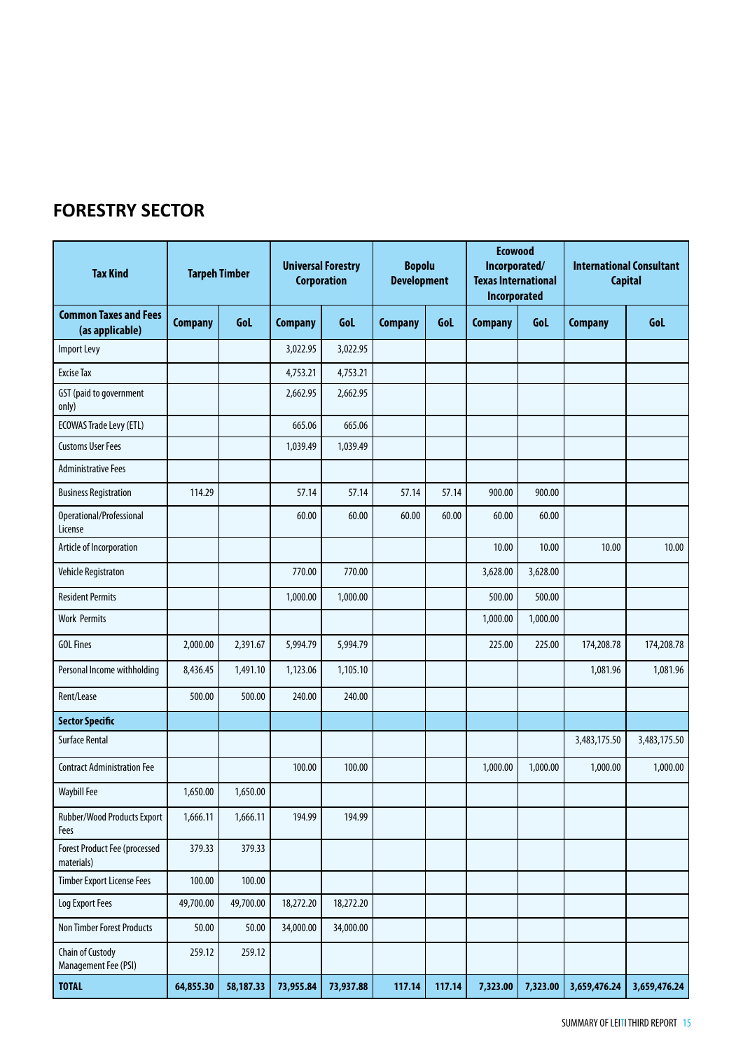## FORESTRY SECTOR

| Tax Kind | Tarpeh Timber | | Universal Forestry Corporation | | Bopolu Development | | Ecowood Incorporated/ Texas International Incorporated | | International Consultant Capital | |
|---|---|---|---|---|---|---|---|---|---|---|
| **Common Taxes and Fees (as applicable)** | **Company** | **GoL** | **Company** | **GoL** | **Company** | **GoL** | **Company** | **GoL** | **Company** | **GoL** |
| Import Levy | | | 3,022.95 | 3,022.95 | | | | | | |
| Excise Tax | | | 4,753.21 | 4,753.21 | | | | | | |
| GST (paid to government only) | | | 2,662.95 | 2,662.95 | | | | | | |
| ECOWAS Trade Levy (ETL) | | | 665.06 | 665.06 | | | | | | |
| Customs User Fees | | | 1,039.49 | 1,039.49 | | | | | | |
| Administrative Fees | | | | | | | | | | |
| Business Registration | 114.29 | | 57.14 | 57.14 | 57.14 | 57.14 | 900.00 | 900.00 | | |
| Operational/Professional License | | | 60.00 | 60.00 | 60.00 | 60.00 | 60.00 | 60.00 | | |
| Article of Incorporation | | | | | | | 10.00 | 10.00 | 10.00 | 10.00 |
| Vehicle Registraton | | | 770.00 | 770.00 | | | 3,628.00 | 3,628.00 | | |
| Resident Permits | | | 1,000.00 | 1,000.00 | | | 500.00 | 500.00 | | |
| Work Permits | | | | | | | 1,000.00 | 1,000.00 | | |
| GOL Fines | 2,000.00 | 2,391.67 | 5,994.79 | 5,994.79 | | | 225.00 | 225.00 | 174,208.78 | 174,208.78 |
| Personal Income withholding | 8,436.45 | 1,491.10 | 1,123.06 | 1,105.10 | | | | | 1,081.96 | 1,081.96 |
| Rent/Lease | 500.00 | 500.00 | 240.00 | 240.00 | | | | | | |
| **Sector Specific** | | | | | | | | | | |
| Surface Rental | | | | | | | | | 3,483,175.50 | 3,483,175.50 |
| Contract Administration Fee | | | 100.00 | 100.00 | | | 1,000.00 | 1,000.00 | 1,000.00 | 1,000.00 |
| Waybill Fee | 1,650.00 | 1,650.00 | | | | | | | | |
| Rubber/Wood Products Export Fees | 1,666.11 | 1,666.11 | 194.99 | 194.99 | | | | | | |
| Forest Product Fee (processed materials) | 379.33 | 379.33 | | | | | | | | |
| Timber Export License Fees | 100.00 | 100.00 | | | | | | | | |
| Log Export Fees | 49,700.00 | 49,700.00 | 18,272.20 | 18,272.20 | | | | | | |
| Non Timber Forest Products | 50.00 | 50.00 | 34,000.00 | 34,000.00 | | | | | | |
| Chain of Custody Management Fee (PSI) | 259.12 | 259.12 | | | | | | | | |
| **TOTAL** | **64,855.30** | **58,187.33** | **73,955.84** | **73,937.88** | **117.14** | **117.14** | **7,323.00** | **7,323.00** | **3,659,476.24** | **3,659,476.24** |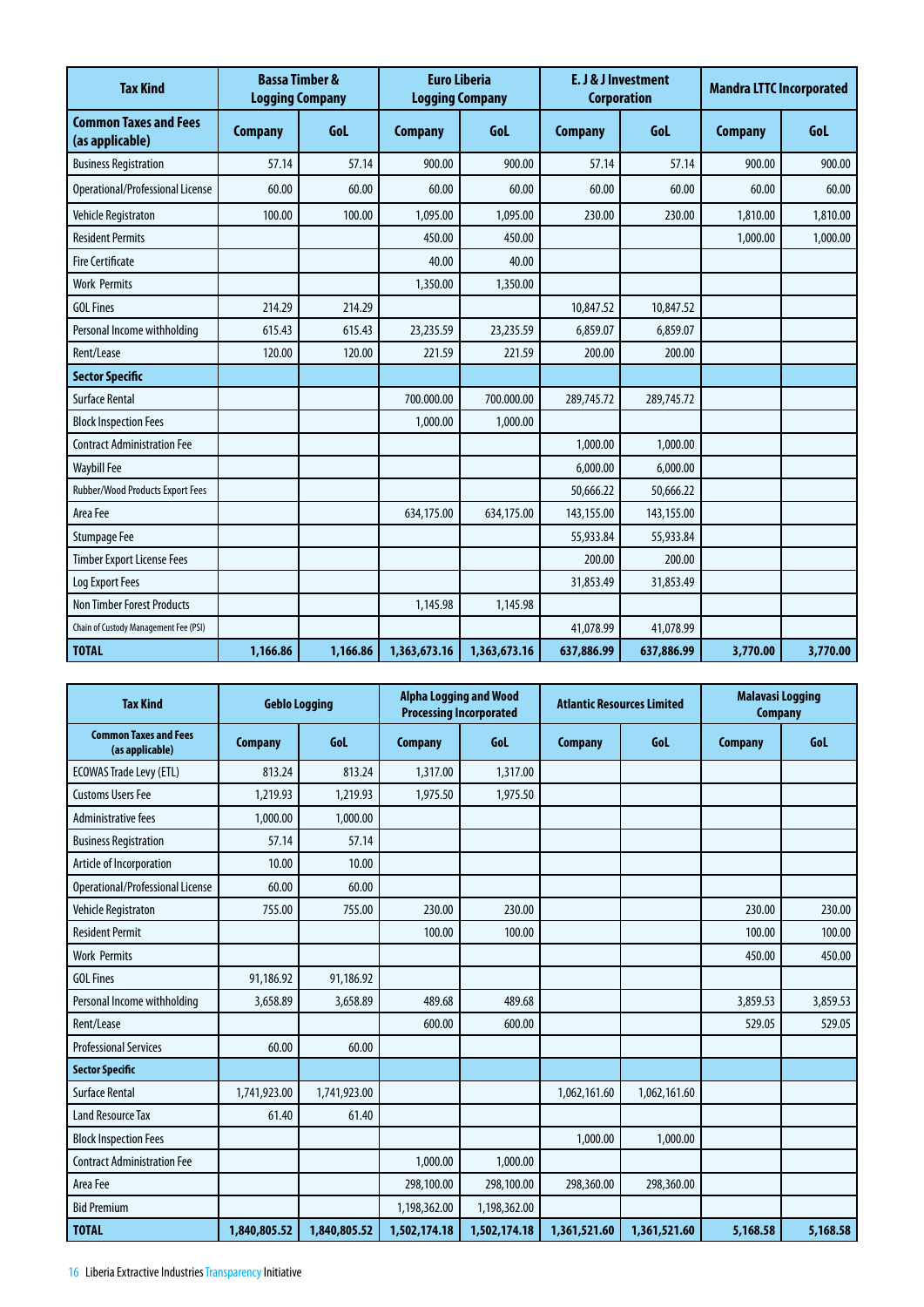| Tax Kind | Bassa Timber & Logging Company | | Euro Liberia Logging Company | | E. J & J Investment Corporation | | Mandra LTTC Incorporated | |
|---|---|---|---|---|---|---|---|---|
| **Common Taxes and Fees (as applicable)** | **Company** | **GoL** | **Company** | **GoL** | **Company** | **GoL** | **Company** | **GoL** |
| Business Registration | 57.14 | 57.14 | 900.00 | 900.00 | 57.14 | 57.14 | 900.00 | 900.00 |
| Operational/Professional License | 60.00 | 60.00 | 60.00 | 60.00 | 60.00 | 60.00 | 60.00 | 60.00 |
| Vehicle Registraton | 100.00 | 100.00 | 1,095.00 | 1,095.00 | 230.00 | 230.00 | 1,810.00 | 1,810.00 |
| Resident Permits | | | 450.00 | 450.00 | | | 1,000.00 | 1,000.00 |
| Fire Certificate | | | 40.00 | 40.00 | | | | |
| Work Permits | | | 1,350.00 | 1,350.00 | | | | |
| GOL Fines | 214.29 | 214.29 | | | 10,847.52 | 10,847.52 | | |
| Personal Income withholding | 615.43 | 615.43 | 23,235.59 | 23,235.59 | 6,859.07 | 6,859.07 | | |
| Rent/Lease | 120.00 | 120.00 | 221.59 | 221.59 | 200.00 | 200.00 | | |
| **Sector Specific** | | | | | | | | |
| Surface Rental | | | 700.000.00 | 700.000.00 | 289,745.72 | 289,745.72 | | |
| Block Inspection Fees | | | 1,000.00 | 1,000.00 | | | | |
| Contract Administration Fee | | | | | 1,000.00 | 1,000.00 | | |
| Waybill Fee | | | | | 6,000.00 | 6,000.00 | | |
| Rubber/Wood Products Export Fees | | | | | 50,666.22 | 50,666.22 | | |
| Area Fee | | | 634,175.00 | 634,175.00 | 143,155.00 | 143,155.00 | | |
| Stumpage Fee | | | | | 55,933.84 | 55,933.84 | | |
| Timber Export License Fees | | | | | 200.00 | 200.00 | | |
| Log Export Fees | | | | | 31,853.49 | 31,853.49 | | |
| Non Timber Forest Products | | | 1,145.98 | 1,145.98 | | | | |
| Chain of Custody Management Fee (PSI) | | | | | 41,078.99 | 41,078.99 | | |
| **TOTAL** | **1,166.86** | **1,166.86** | **1,363,673.16** | **1,363,673.16** | **637,886.99** | **637,886.99** | **3,770.00** | **3,770.00** |

| Tax Kind | Geblo Logging | | Alpha Logging and Wood Processing Incorporated | | Atlantic Resources Limited | | Malavasi Logging Company | |
|---|---|---|---|---|---|---|---|---|
| **Common Taxes and Fees (as applicable)** | **Company** | **GoL** | **Company** | **GoL** | **Company** | **GoL** | **Company** | **GoL** |
| ECOWAS Trade Levy (ETL) | 813.24 | 813.24 | 1,317.00 | 1,317.00 | | | | |
| Customs Users Fee | 1,219.93 | 1,219.93 | 1,975.50 | 1,975.50 | | | | |
| Administrative fees | 1,000.00 | 1,000.00 | | | | | | |
| Business Registration | 57.14 | 57.14 | | | | | | |
| Article of Incorporation | 10.00 | 10.00 | | | | | | |
| Operational/Professional License | 60.00 | 60.00 | | | | | | |
| Vehicle Registraton | 755.00 | 755.00 | 230.00 | 230.00 | | | 230.00 | 230.00 |
| Resident Permit | | | 100.00 | 100.00 | | | 100.00 | 100.00 |
| Work Permits | | | | | | | 450.00 | 450.00 |
| GOL Fines | 91,186.92 | 91,186.92 | | | | | | |
| Personal Income withholding | 3,658.89 | 3,658.89 | 489.68 | 489.68 | | | 3,859.53 | 3,859.53 |
| Rent/Lease | | | 600.00 | 600.00 | | | 529.05 | 529.05 |
| Professional Services | 60.00 | 60.00 | | | | | | |
| **Sector Specific** | | | | | | | | |
| Surface Rental | 1,741,923.00 | 1,741,923.00 | | | 1,062,161.60 | 1,062,161.60 | | |
| Land Resource Tax | 61.40 | 61.40 | | | | | | |
| Block Inspection Fees | | | | | 1,000.00 | 1,000.00 | | |
| Contract Administration Fee | | | 1,000.00 | 1,000.00 | | | | |
| Area Fee | | | 298,100.00 | 298,100.00 | 298,360.00 | 298,360.00 | | |
| Bid Premium | | | 1,198,362.00 | 1,198,362.00 | | | | |
| **TOTAL** | **1,840,805.52** | **1,840,805.52** | **1,502,174.18** | **1,502,174.18** | **1,361,521.60** | **1,361,521.60** | **5,168.58** | **5,168.58** |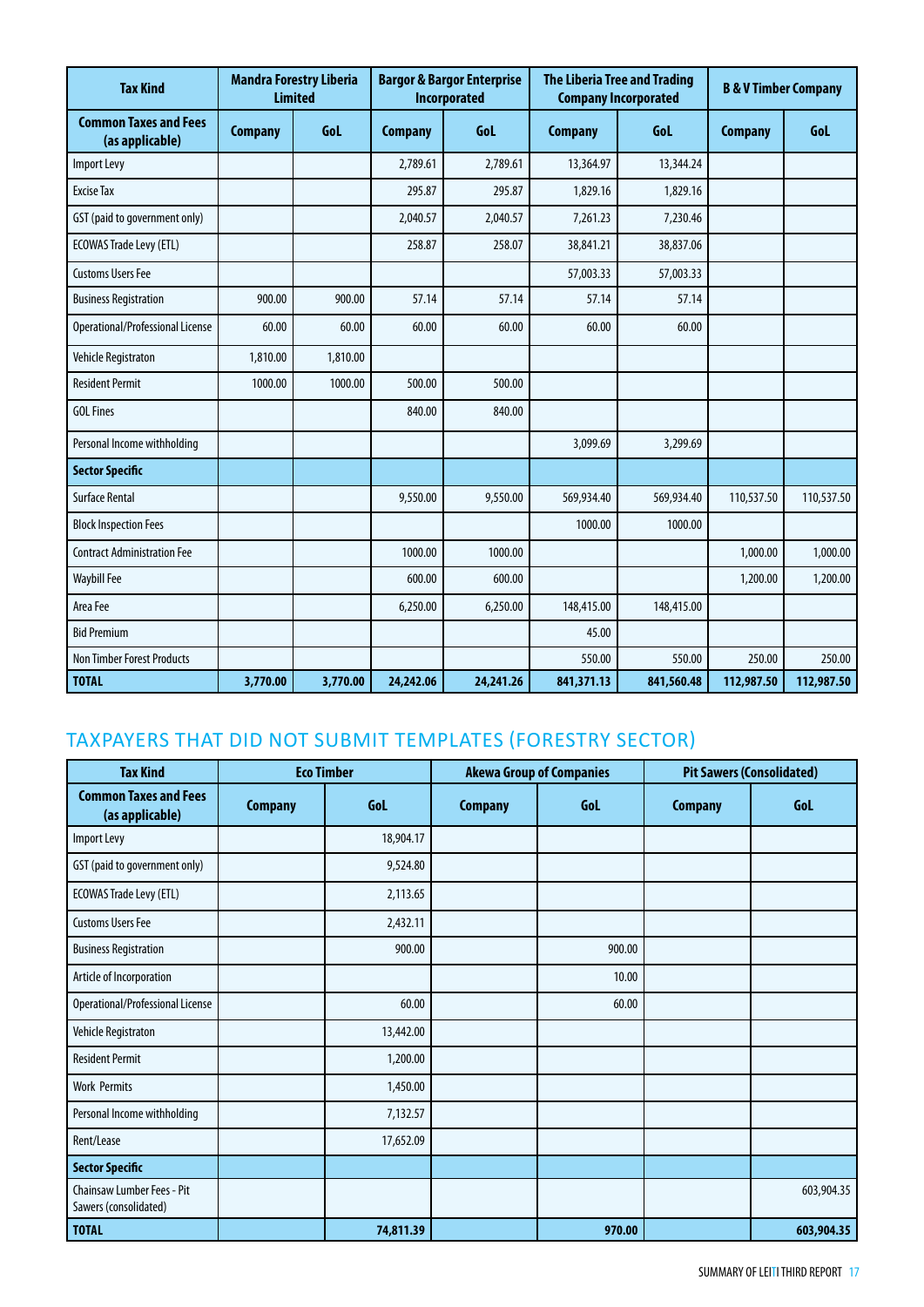| Tax Kind | Mandra Forestry Liberia Limited | | Bargor & Bargor Enterprise Incorporated | | The Liberia Tree and Trading Company Incorporated | | B & V Timber Company | |
|---|---|---|---|---|---|---|---|---|
| **Common Taxes and Fees (as applicable)** | **Company** | **GoL** | **Company** | **GoL** | **Company** | **GoL** | **Company** | **GoL** |
| Import Levy | | | 2,789.61 | 2,789.61 | 13,364.97 | 13,344.24 | | |
| Excise Tax | | | 295.87 | 295.87 | 1,829.16 | 1,829.16 | | |
| GST (paid to government only) | | | 2,040.57 | 2,040.57 | 7,261.23 | 7,230.46 | | |
| ECOWAS Trade Levy (ETL) | | | 258.87 | 258.07 | 38,841.21 | 38,837.06 | | |
| Customs Users Fee | | | | | 57,003.33 | 57,003.33 | | |
| Business Registration | 900.00 | 900.00 | 57.14 | 57.14 | 57.14 | 57.14 | | |
| Operational/Professional License | 60.00 | 60.00 | 60.00 | 60.00 | 60.00 | 60.00 | | |
| Vehicle Registraton | 1,810.00 | 1,810.00 | | | | | | |
| Resident Permit | 1000.00 | 1000.00 | 500.00 | 500.00 | | | | |
| GOL Fines | | | 840.00 | 840.00 | | | | |
| Personal Income withholding | | | | | 3,099.69 | 3,299.69 | | |
| **Sector Specific** | | | | | | | | |
| Surface Rental | | | 9,550.00 | 9,550.00 | 569,934.40 | 569,934.40 | 110,537.50 | 110,537.50 |
| Block Inspection Fees | | | | | 1000.00 | 1000.00 | | |
| Contract Administration Fee | | | 1000.00 | 1000.00 | | | 1,000.00 | 1,000.00 |
| Waybill Fee | | | 600.00 | 600.00 | | | 1,200.00 | 1,200.00 |
| Area Fee | | | 6,250.00 | 6,250.00 | 148,415.00 | 148,415.00 | | |
| Bid Premium | | | | | 45.00 | | | |
| Non Timber Forest Products | | | | | 550.00 | 550.00 | 250.00 | 250.00 |
| **TOTAL** | **3,770.00** | **3,770.00** | **24,242.06** | **24,241.26** | **841,371.13** | **841,560.48** | **112,987.50** | **112,987.50** |

## TAXPAYERS THAT DID NOT SUBMIT TEMPLATES (FORESTRY SECTOR)

| Tax Kind | Eco Timber | | Akewa Group of Companies | | Pit Sawers (Consolidated) | |
|---|---|---|---|---|---|---|
| **Common Taxes and Fees (as applicable)** | **Company** | **GoL** | **Company** | **GoL** | **Company** | **GoL** |
| Import Levy | | 18,904.17 | | | | |
| GST (paid to government only) | | 9,524.80 | | | | |
| ECOWAS Trade Levy (ETL) | | 2,113.65 | | | | |
| Customs Users Fee | | 2,432.11 | | | | |
| Business Registration | | 900.00 | | 900.00 | | |
| Article of Incorporation | | | | 10.00 | | |
| Operational/Professional License | | 60.00 | | 60.00 | | |
| Vehicle Registraton | | 13,442.00 | | | | |
| Resident Permit | | 1,200.00 | | | | |
| Work Permits | | 1,450.00 | | | | |
| Personal Income withholding | | 7,132.57 | | | | |
| Rent/Lease | | 17,652.09 | | | | |
| **Sector Specific** | | | | | | |
| Chainsaw Lumber Fees - Pit Sawers (consolidated) | | | | | | 603,904.35 |
| **TOTAL** | | **74,811.39** | | **970.00** | | **603,904.35** |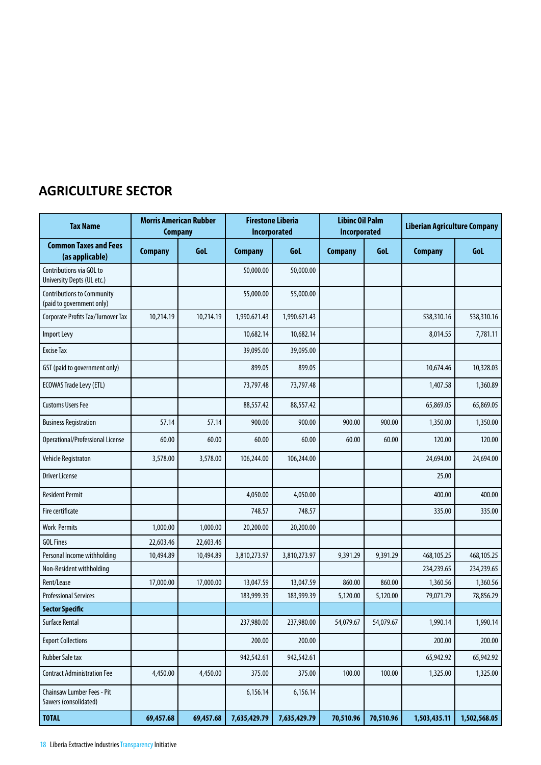## AGRICULTURE SECTOR

| Tax Name | Morris American Rubber Company | | Firestone Liberia Incorporated | | Libinc Oil Palm Incorporated | | Liberian Agriculture Company | |
|---|---|---|---|---|---|---|---|---|
| **Common Taxes and Fees (as applicable)** | **Company** | **GoL** | **Company** | **GoL** | **Company** | **GoL** | **Company** | **GoL** |
| Contributions via GOL to University Depts (UL etc.) | | | 50,000.00 | 50,000.00 | | | | |
| Contributions to Community (paid to government only) | | | 55,000.00 | 55,000.00 | | | | |
| Corporate Profits Tax/Turnover Tax | 10,214.19 | 10,214.19 | 1,990.621.43 | 1,990.621.43 | | | 538,310.16 | 538,310.16 |
| Import Levy | | | 10,682.14 | 10,682.14 | | | 8,014.55 | 7,781.11 |
| Excise Tax | | | 39,095.00 | 39,095.00 | | | | |
| GST (paid to government only) | | | 899.05 | 899.05 | | | 10,674.46 | 10,328.03 |
| ECOWAS Trade Levy (ETL) | | | 73,797.48 | 73,797.48 | | | 1,407.58 | 1,360.89 |
| Customs Users Fee | | | 88,557.42 | 88,557.42 | | | 65,869.05 | 65,869.05 |
| Business Registration | 57.14 | 57.14 | 900.00 | 900.00 | 900.00 | 900.00 | 1,350.00 | 1,350.00 |
| Operational/Professional License | 60.00 | 60.00 | 60.00 | 60.00 | 60.00 | 60.00 | 120.00 | 120.00 |
| Vehicle Registraton | 3,578.00 | 3,578.00 | 106,244.00 | 106,244.00 | | | 24,694.00 | 24,694.00 |
| Driver License | | | | | | | 25.00 | |
| Resident Permit | | | 4,050.00 | 4,050.00 | | | 400.00 | 400.00 |
| Fire certificate | | | 748.57 | 748.57 | | | 335.00 | 335.00 |
| Work Permits | 1,000.00 | 1,000.00 | 20,200.00 | 20,200.00 | | | | |
| GOL Fines | 22,603.46 | 22,603.46 | | | | | | |
| Personal Income withholding | 10,494.89 | 10,494.89 | 3,810,273.97 | 3,810,273.97 | 9,391.29 | 9,391.29 | 468,105.25 | 468,105.25 |
| Non-Resident withholding | | | | | | | 234,239.65 | 234,239.65 |
| Rent/Lease | 17,000.00 | 17,000.00 | 13,047.59 | 13,047.59 | 860.00 | 860.00 | 1,360.56 | 1,360.56 |
| Professional Services | | | 183,999.39 | 183,999.39 | 5,120.00 | 5,120.00 | 79,071.79 | 78,856.29 |
| **Sector Specific** | | | | | | | | |
| Surface Rental | | | 237,980.00 | 237,980.00 | 54,079.67 | 54,079.67 | 1,990.14 | 1,990.14 |
| Export Collections | | | 200.00 | 200.00 | | | 200.00 | 200.00 |
| Rubber Sale tax | | | 942,542.61 | 942,542.61 | | | 65,942.92 | 65,942.92 |
| Contract Administration Fee | 4,450.00 | 4,450.00 | 375.00 | 375.00 | 100.00 | 100.00 | 1,325.00 | 1,325.00 |
| Chainsaw Lumber Fees - Pit Sawers (consolidated) | | | 6,156.14 | 6,156.14 | | | | |
| **TOTAL** | **69,457.68** | **69,457.68** | **7,635,429.79** | **7,635,429.79** | **70,510.96** | **70,510.96** | **1,503,435.11** | **1,502,568.05** |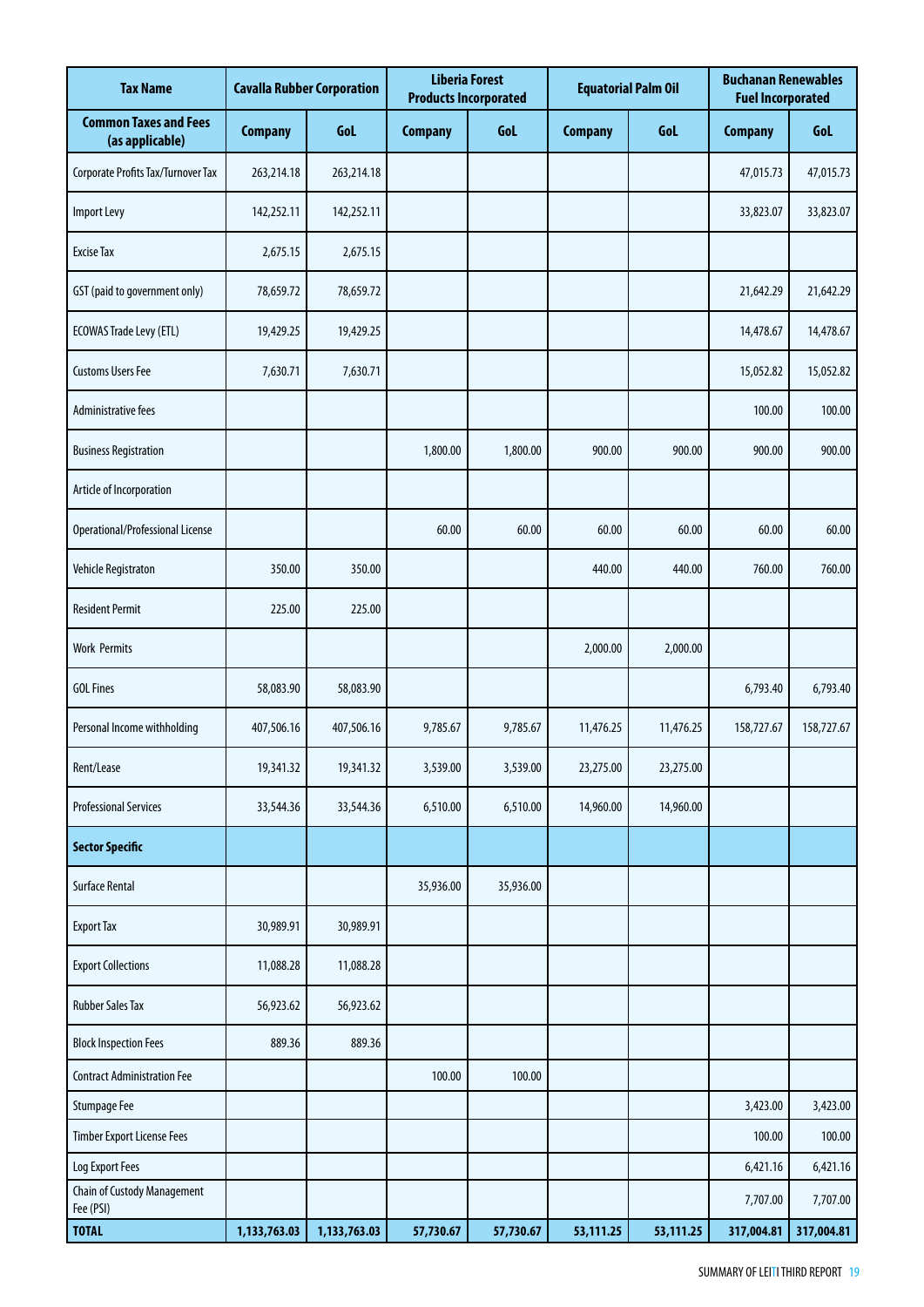| Tax Name | Cavalla Rubber Corporation | | Liberia Forest Products Incorporated | | Equatorial Palm Oil | | Buchanan Renewables Fuel Incorporated | |
|---|---|---|---|---|---|---|---|---|
| **Common Taxes and Fees (as applicable)** | **Company** | **GoL** | **Company** | **GoL** | **Company** | **GoL** | **Company** | **GoL** |
| Corporate Profits Tax/Turnover Tax | 263,214.18 | 263,214.18 | | | | | 47,015.73 | 47,015.73 |
| Import Levy | 142,252.11 | 142,252.11 | | | | | 33,823.07 | 33,823.07 |
| Excise Tax | 2,675.15 | 2,675.15 | | | | | | |
| GST (paid to government only) | 78,659.72 | 78,659.72 | | | | | 21,642.29 | 21,642.29 |
| ECOWAS Trade Levy (ETL) | 19,429.25 | 19,429.25 | | | | | 14,478.67 | 14,478.67 |
| Customs Users Fee | 7,630.71 | 7,630.71 | | | | | 15,052.82 | 15,052.82 |
| Administrative fees | | | | | | | 100.00 | 100.00 |
| Business Registration | | | 1,800.00 | 1,800.00 | 900.00 | 900.00 | 900.00 | 900.00 |
| Article of Incorporation | | | | | | | | |
| Operational/Professional License | | | 60.00 | 60.00 | 60.00 | 60.00 | 60.00 | 60.00 |
| Vehicle Registraton | 350.00 | 350.00 | | | 440.00 | 440.00 | 760.00 | 760.00 |
| Resident Permit | 225.00 | 225.00 | | | | | | |
| Work Permits | | | | | 2,000.00 | 2,000.00 | | |
| GOL Fines | 58,083.90 | 58,083.90 | | | | | 6,793.40 | 6,793.40 |
| Personal Income withholding | 407,506.16 | 407,506.16 | 9,785.67 | 9,785.67 | 11,476.25 | 11,476.25 | 158,727.67 | 158,727.67 |
| Rent/Lease | 19,341.32 | 19,341.32 | 3,539.00 | 3,539.00 | 23,275.00 | 23,275.00 | | |
| Professional Services | 33,544.36 | 33,544.36 | 6,510.00 | 6,510.00 | 14,960.00 | 14,960.00 | | |
| **Sector Specific** | | | | | | | | |
| Surface Rental | | | 35,936.00 | 35,936.00 | | | | |
| Export Tax | 30,989.91 | 30,989.91 | | | | | | |
| Export Collections | 11,088.28 | 11,088.28 | | | | | | |
| Rubber Sales Tax | 56,923.62 | 56,923.62 | | | | | | |
| Block Inspection Fees | 889.36 | 889.36 | | | | | | |
| Contract Administration Fee | | | 100.00 | 100.00 | | | | |
| Stumpage Fee | | | | | | | 3,423.00 | 3,423.00 |
| Timber Export License Fees | | | | | | | 100.00 | 100.00 |
| Log Export Fees | | | | | | | 6,421.16 | 6,421.16 |
| Chain of Custody Management Fee (PSI) | | | | | | | 7,707.00 | 7,707.00 |
| **TOTAL** | **1,133,763.03** | **1,133,763.03** | **57,730.67** | **57,730.67** | **53,111.25** | **53,111.25** | **317,004.81** | **317,004.81** |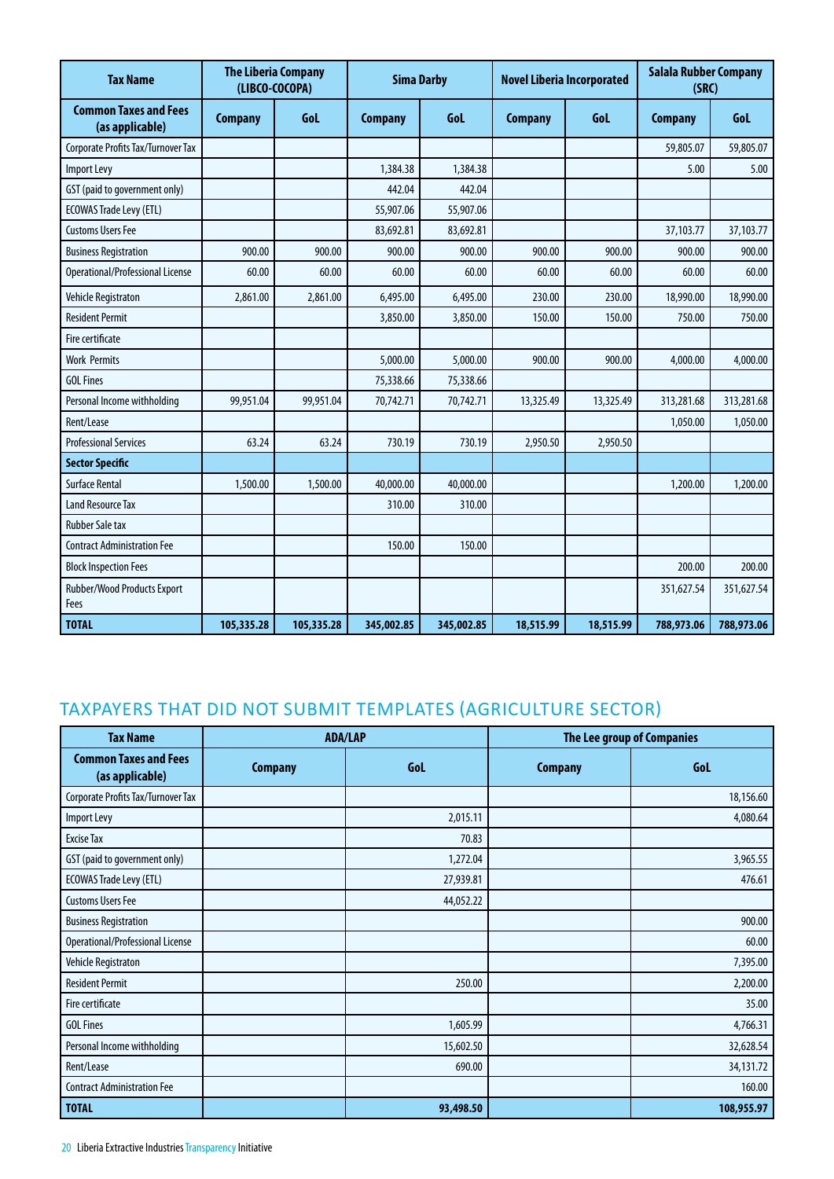| Tax Name | The Liberia Company (LIBCO-COCOPA) | | Sima Darby | | Novel Liberia Incorporated | | Salala Rubber Company (SRC) | |
|---|---|---|---|---|---|---|---|---|
| Common Taxes and Fees (as applicable) | Company | GoL | Company | GoL | Company | GoL | Company | GoL |
| Corporate Profits Tax/Turnover Tax | | | | | | | 59,805.07 | 59,805.07 |
| Import Levy | | | 1,384.38 | 1,384.38 | | | 5.00 | 5.00 |
| GST (paid to government only) | | | 442.04 | 442.04 | | | | |
| ECOWAS Trade Levy (ETL) | | | 55,907.06 | 55,907.06 | | | | |
| Customs Users Fee | | | 83,692.81 | 83,692.81 | | | 37,103.77 | 37,103.77 |
| Business Registration | 900.00 | 900.00 | 900.00 | 900.00 | 900.00 | 900.00 | 900.00 | 900.00 |
| Operational/Professional License | 60.00 | 60.00 | 60.00 | 60.00 | 60.00 | 60.00 | 60.00 | 60.00 |
| Vehicle Registraton | 2,861.00 | 2,861.00 | 6,495.00 | 6,495.00 | 230.00 | 230.00 | 18,990.00 | 18,990.00 |
| Resident Permit | | | 3,850.00 | 3,850.00 | 150.00 | 150.00 | 750.00 | 750.00 |
| Fire certificate | | | | | | | | |
| Work Permits | | | 5,000.00 | 5,000.00 | 900.00 | 900.00 | 4,000.00 | 4,000.00 |
| GOL Fines | | | 75,338.66 | 75,338.66 | | | | |
| Personal Income withholding | 99,951.04 | 99,951.04 | 70,742.71 | 70,742.71 | 13,325.49 | 13,325.49 | 313,281.68 | 313,281.68 |
| Rent/Lease | | | | | | | 1,050.00 | 1,050.00 |
| Professional Services | 63.24 | 63.24 | 730.19 | 730.19 | 2,950.50 | 2,950.50 | | |
| **Sector Specific** | | | | | | | | |
| Surface Rental | 1,500.00 | 1,500.00 | 40,000.00 | 40,000.00 | | | 1,200.00 | 1,200.00 |
| Land Resource Tax | | | 310.00 | 310.00 | | | | |
| Rubber Sale tax | | | | | | | | |
| Contract Administration Fee | | | 150.00 | 150.00 | | | | |
| Block Inspection Fees | | | | | | | 200.00 | 200.00 |
| Rubber/Wood Products Export Fees | | | | | | | 351,627.54 | 351,627.54 |
| **TOTAL** | **105,335.28** | **105,335.28** | **345,002.85** | **345,002.85** | **18,515.99** | **18,515.99** | **788,973.06** | **788,973.06** |

## TAXPAYERS THAT DID NOT SUBMIT TEMPLATES (AGRICULTURE SECTOR)

| Tax Name | ADA/LAP | | The Lee group of Companies | |
|---|---|---|---|---|
| Common Taxes and Fees (as applicable) | Company | GoL | Company | GoL |
| Corporate Profits Tax/Turnover Tax | | | | 18,156.60 |
| Import Levy | | 2,015.11 | | 4,080.64 |
| Excise Tax | | 70.83 | | |
| GST (paid to government only) | | 1,272.04 | | 3,965.55 |
| ECOWAS Trade Levy (ETL) | | 27,939.81 | | 476.61 |
| Customs Users Fee | | 44,052.22 | | |
| Business Registration | | | | 900.00 |
| Operational/Professional License | | | | 60.00 |
| Vehicle Registraton | | | | 7,395.00 |
| Resident Permit | | 250.00 | | 2,200.00 |
| Fire certificate | | | | 35.00 |
| GOL Fines | | 1,605.99 | | 4,766.31 |
| Personal Income withholding | | 15,602.50 | | 32,628.54 |
| Rent/Lease | | 690.00 | | 34,131.72 |
| Contract Administration Fee | | | | 160.00 |
| **TOTAL** | | **93,498.50** | | **108,955.97** |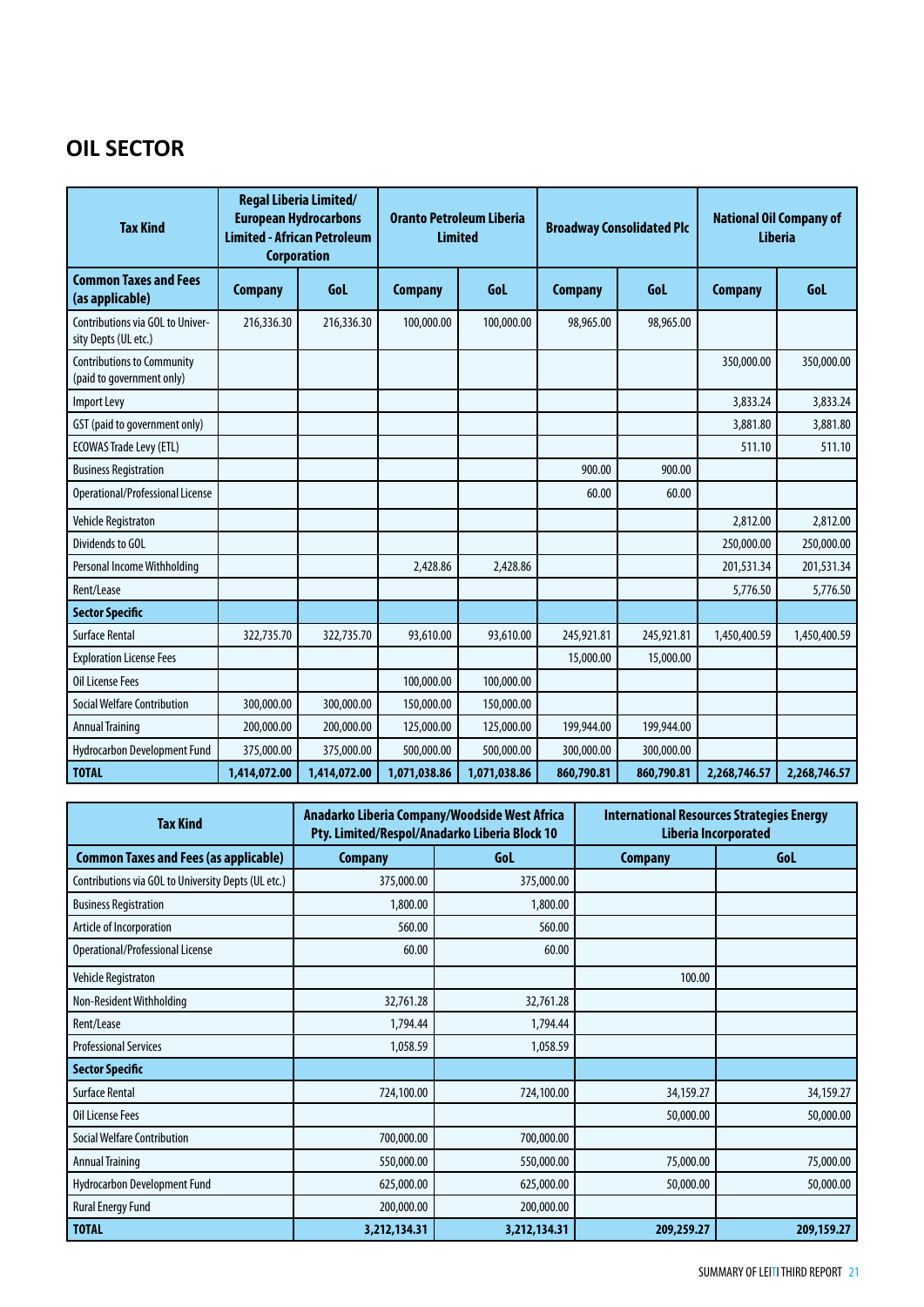# OIL SECTOR

| Tax Kind | Regal Liberia Limited/ European Hydrocarbons Limited - African Petroleum Corporation | | Oranto Petroleum Liberia Limited | | Broadway Consolidated Plc | | National Oil Company of Liberia | |
|---|---|---|---|---|---|---|---|---|
| **Common Taxes and Fees (as applicable)** | **Company** | **GoL** | **Company** | **GoL** | **Company** | **GoL** | **Company** | **GoL** |
| Contributions via GOL to University Depts (UL etc.) | 216,336.30 | 216,336.30 | 100,000.00 | 100,000.00 | 98,965.00 | 98,965.00 | | |
| Contributions to Community (paid to government only) | | | | | | | 350,000.00 | 350,000.00 |
| Import Levy | | | | | | | 3,833.24 | 3,833.24 |
| GST (paid to government only) | | | | | | | 3,881.80 | 3,881.80 |
| ECOWAS Trade Levy (ETL) | | | | | | | 511.10 | 511.10 |
| Business Registration | | | | | 900.00 | 900.00 | | |
| Operational/Professional License | | | | | 60.00 | 60.00 | | |
| Vehicle Registraton | | | | | | | 2,812.00 | 2,812.00 |
| Dividends to GOL | | | | | | | 250,000.00 | 250,000.00 |
| Personal Income Withholding | | | 2,428.86 | 2,428.86 | | | 201,531.34 | 201,531.34 |
| Rent/Lease | | | | | | | 5,776.50 | 5,776.50 |
| **Sector Specific** | | | | | | | | |
| Surface Rental | 322,735.70 | 322,735.70 | 93,610.00 | 93,610.00 | 245,921.81 | 245,921.81 | 1,450,400.59 | 1,450,400.59 |
| Exploration License Fees | | | | | 15,000.00 | 15,000.00 | | |
| Oil License Fees | | | 100,000.00 | 100,000.00 | | | | |
| Social Welfare Contribution | 300,000.00 | 300,000.00 | 150,000.00 | 150,000.00 | | | | |
| Annual Training | 200,000.00 | 200,000.00 | 125,000.00 | 125,000.00 | 199,944.00 | 199,944.00 | | |
| Hydrocarbon Development Fund | 375,000.00 | 375,000.00 | 500,000.00 | 500,000.00 | 300,000.00 | 300,000.00 | | |
| **TOTAL** | **1,414,072.00** | **1,414,072.00** | **1,071,038.86** | **1,071,038.86** | **860,790.81** | **860,790.81** | **2,268,746.57** | **2,268,746.57** |

| Tax Kind | Anadarko Liberia Company/Woodside West Africa Pty. Limited/Respol/Anadarko Liberia Block 10 | | International Resources Strategies Energy Liberia Incorporated | |
|---|---|---|---|---|
| **Common Taxes and Fees (as applicable)** | **Company** | **GoL** | **Company** | **GoL** |
| Contributions via GOL to University Depts (UL etc.) | 375,000.00 | 375,000.00 | | |
| Business Registration | 1,800.00 | 1,800.00 | | |
| Article of Incorporation | 560.00 | 560.00 | | |
| Operational/Professional License | 60.00 | 60.00 | | |
| Vehicle Registraton | | | 100.00 | |
| Non-Resident Withholding | 32,761.28 | 32,761.28 | | |
| Rent/Lease | 1,794.44 | 1,794.44 | | |
| Professional Services | 1,058.59 | 1,058.59 | | |
| **Sector Specific** | | | | |
| Surface Rental | 724,100.00 | 724,100.00 | 34,159.27 | 34,159.27 |
| Oil License Fees | | | 50,000.00 | 50,000.00 |
| Social Welfare Contribution | 700,000.00 | 700,000.00 | | |
| Annual Training | 550,000.00 | 550,000.00 | 75,000.00 | 75,000.00 |
| Hydrocarbon Development Fund | 625,000.00 | 625,000.00 | 50,000.00 | 50,000.00 |
| Rural Energy Fund | 200,000.00 | 200,000.00 | | |
| **TOTAL** | **3,212,134.31** | **3,212,134.31** | **209,259.27** | **209,159.27** |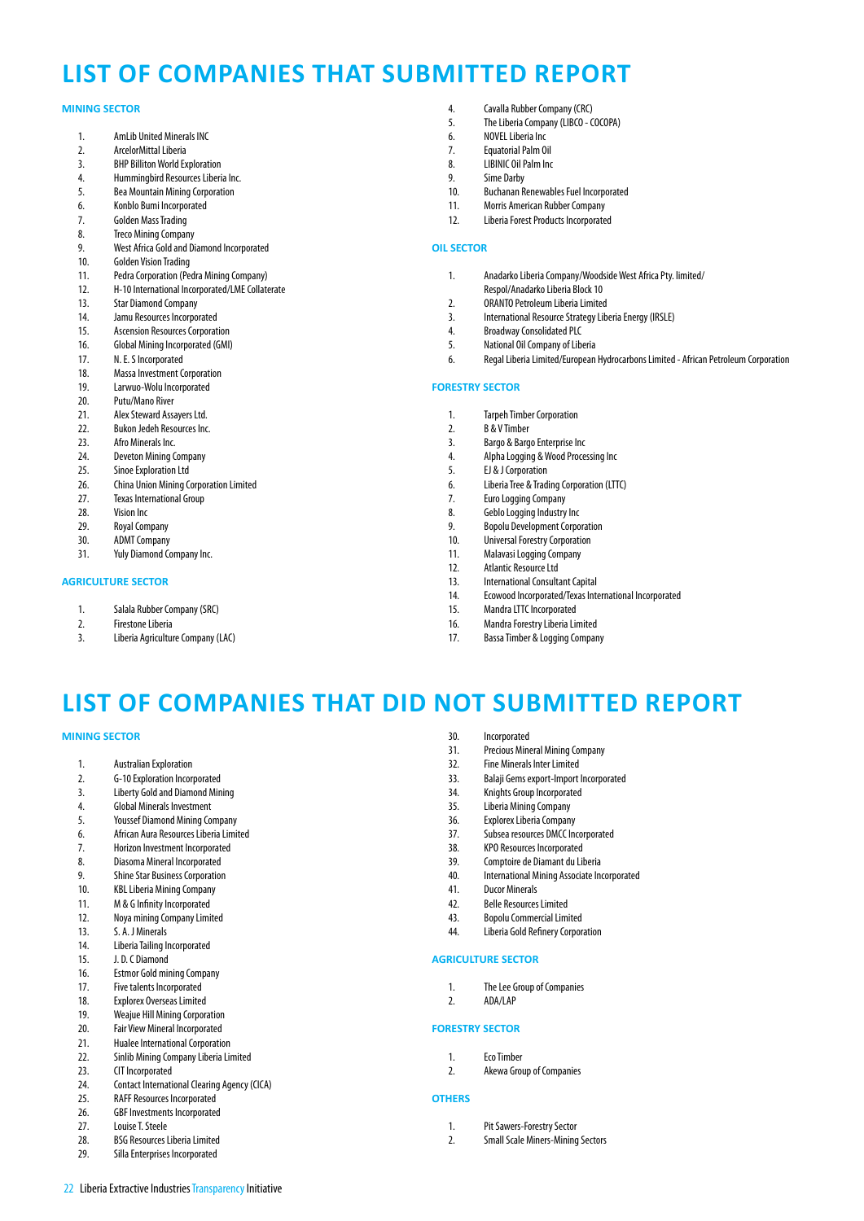# LIST OF COMPANIES THAT SUBMITTED REPORT

**MINING SECTOR**

1. AmLib United Minerals INC
2. ArcelorMittal Liberia
3. BHP Billiton World Exploration
4. Hummingbird Resources Liberia Inc.
5. Bea Mountain Mining Corporation
6. Konblo Bumi Incorporated
7. Golden Mass Trading
8. Treco Mining Company
9. West Africa Gold and Diamond Incorporated
10. Golden Vision Trading
11. Pedra Corporation (Pedra Mining Company)
12. H-10 International Incorporated/LME Collaterate
13. Star Diamond Company
14. Jamu Resources Incorporated
15. Ascension Resources Corporation
16. Global Mining Incorporated (GMI)
17. N. E. S Incorporated
18. Massa Investment Corporation
19. Larwuo-Wolu Incorporated
20. Putu/Mano River
21. Alex Steward Assayers Ltd.
22. Bukon Jedeh Resources Inc.
23. Afro Minerals Inc.
24. Deveton Mining Company
25. Sinoe Exploration Ltd
26. China Union Mining Corporation Limited
27. Texas International Group
28. Vision Inc
29. Royal Company
30. ADMT Company
31. Yuly Diamond Company Inc.

**AGRICULTURE SECTOR**

1. Salala Rubber Company (SRC)
2. Firestone Liberia
3. Liberia Agriculture Company (LAC)
4. Cavalla Rubber Company (CRC)
5. The Liberia Company (LIBCO - COCOPA)
6. NOVEL Liberia Inc
7. Equatorial Palm Oil
8. LIBINIC Oil Palm Inc
9. Sime Darby
10. Buchanan Renewables Fuel Incorporated
11. Morris American Rubber Company
12. Liberia Forest Products Incorporated

**OIL SECTOR**

1. Anadarko Liberia Company/Woodside West Africa Pty. limited/ Respol/Anadarko Liberia Block 10
2. ORANTO Petroleum Liberia Limited
3. International Resource Strategy Liberia Energy (IRSLE)
4. Broadway Consolidated PLC
5. National Oil Company of Liberia
6. Regal Liberia Limited/European Hydrocarbons Limited - African Petroleum Corporation

**FORESTRY SECTOR**

1. Tarpeh Timber Corporation
2. B & V Timber
3. Bargo & Bargo Enterprise Inc
4. Alpha Logging & Wood Processing Inc
5. EJ & J Corporation
6. Liberia Tree & Trading Corporation (LTTC)
7. Euro Logging Company
8. Geblo Logging Industry Inc
9. Bopolu Development Corporation
10. Universal Forestry Corporation
11. Malavasi Logging Company
12. Atlantic Resource Ltd
13. International Consultant Capital
14. Ecowood Incorporated/Texas International Incorporated
15. Mandra LTTC Incorporated
16. Mandra Forestry Liberia Limited
17. Bassa Timber & Logging Company

# LIST OF COMPANIES THAT DID NOT SUBMITTED REPORT

**MINING SECTOR**

1. Australian Exploration
2. G-10 Exploration Incorporated
3. Liberty Gold and Diamond Mining
4. Global Minerals Investment
5. Youssef Diamond Mining Company
6. African Aura Resources Liberia Limited
7. Horizon Investment Incorporated
8. Diasoma Mineral Incorporated
9. Shine Star Business Corporation
10. KBL Liberia Mining Company
11. M & G Infinity Incorporated
12. Noya mining Company Limited
13. S. A. J Minerals
14. Liberia Tailing Incorporated
15. J. D. C Diamond
16. Estmor Gold mining Company
17. Five talents Incorporated
18. Explorex Overseas Limited
19. Weajue Hill Mining Corporation
20. Fair View Mineral Incorporated
21. Hualee International Corporation
22. Sinlib Mining Company Liberia Limited
23. CIT Incorporated
24. Contact International Clearing Agency (CICA)
25. RAFF Resources Incorporated
26. GBF Investments Incorporated
27. Louise T. Steele
28. BSG Resources Liberia Limited
29. Silla Enterprises Incorporated
30. Incorporated
31. Precious Mineral Mining Company
32. Fine Minerals Inter Limited
33. Balaji Gems export-Import Incorporated
34. Knights Group Incorporated
35. Liberia Mining Company
36. Explorex Liberia Company
37. Subsea resources DMCC Incorporated
38. KPO Resources Incorporated
39. Comptoire de Diamant du Liberia
40. International Mining Associate Incorporated
41. Ducor Minerals
42. Belle Resources Limited
43. Bopolu Commercial Limited
44. Liberia Gold Refinery Corporation

**AGRICULTURE SECTOR**

1. The Lee Group of Companies
2. ADA/LAP

**FORESTRY SECTOR**

1. Eco Timber
2. Akewa Group of Companies

**OTHERS**

1. Pit Sawers-Forestry Sector
2. Small Scale Miners-Mining Sectors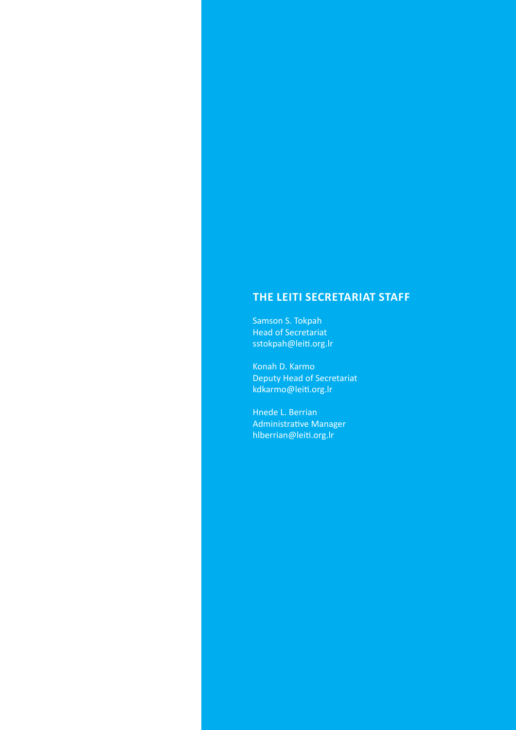## THE LEITI SECRETARIAT STAFF

Samson S. Tokpah
Head of Secretariat
sstokpah@leiti.org.lr

Konah D. Karmo
Deputy Head of Secretariat
kdkarmo@leiti.org.lr

Hnede L. Berrian
Administrative Manager
hlberrian@leiti.org.lr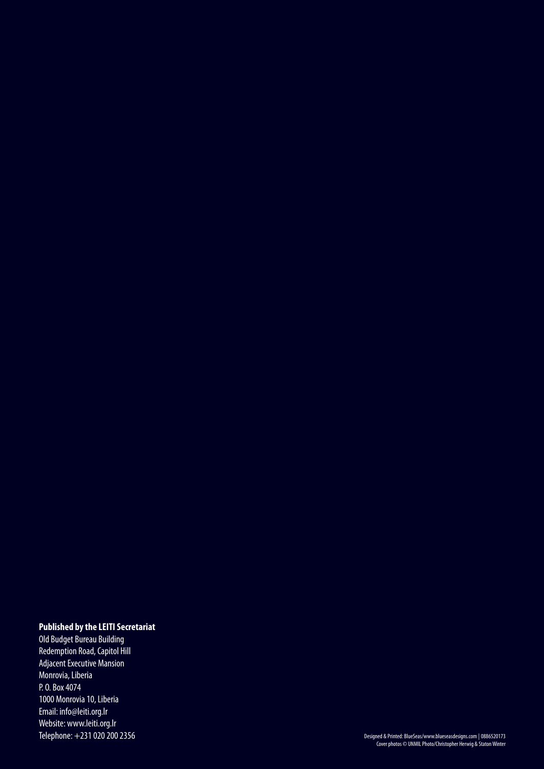**Published by the LEITI Secretariat**

Old Budget Bureau Building
Redemption Road, Capitol Hill
Adjacent Executive Mansion
Monrovia, Liberia
P. O. Box 4074
1000 Monrovia 10, Liberia
Email: info@leiti.org.lr
Website: www.leiti.org.lr
Telephone: +231 020 200 2356

Designed & Printed: BlueSeas/www.blueseasdesigns.com | 0886520173
Cover photos © UNMIL Photo/Christopher Herwig & Staton Winter